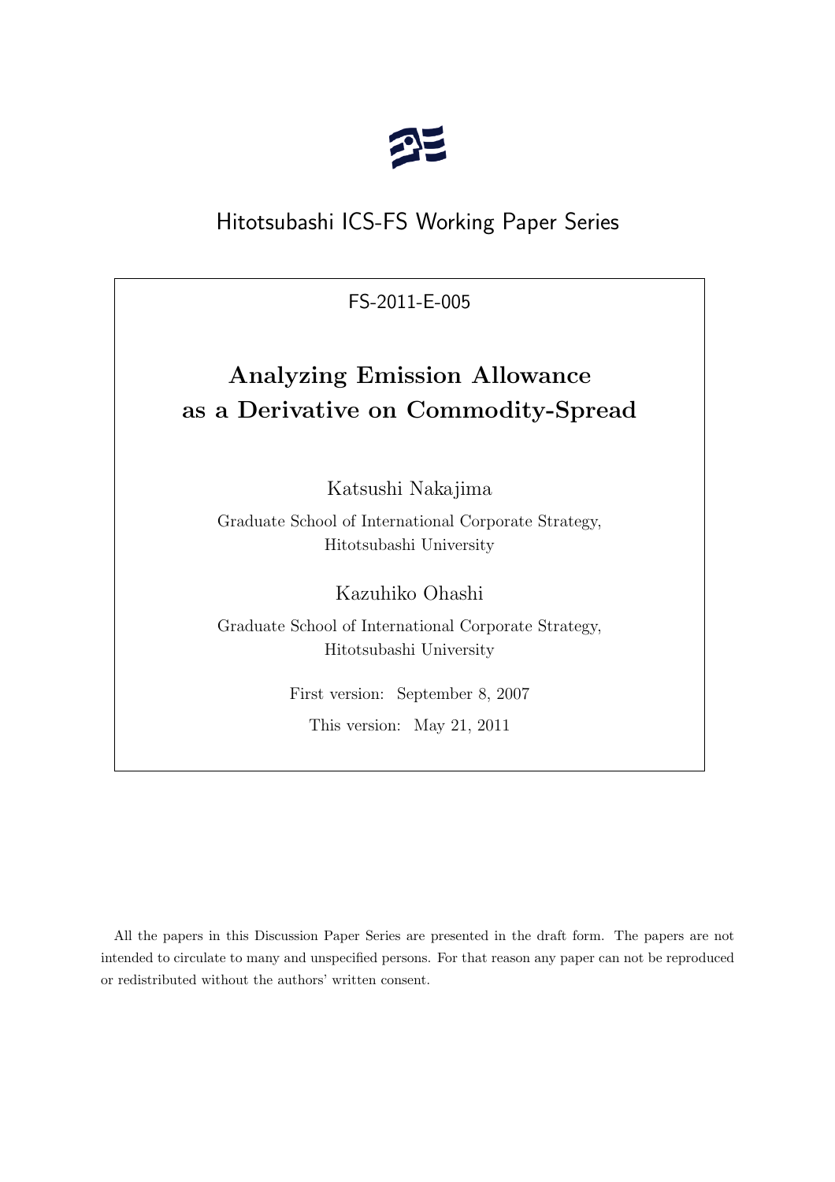Hitotsubashi ICS-FS Working Paper Series

FS-2011-E-005

# Analyzing Emission Allowance as a Derivative on Commodity-Spread

Katsushi Nakajima

Graduate School of International Corporate Strategy, Hitotsubashi University

Kazuhiko Ohashi

Graduate School of International Corporate Strategy, Hitotsubashi University

First version: September 8, 2007

This version: May 21, 2011

All the papers in this Discussion Paper Series are presented in the draft form. The papers are not intended to circulate to many and unspecified persons. For that reason any paper can not be reproduced or redistributed without the authors' written consent.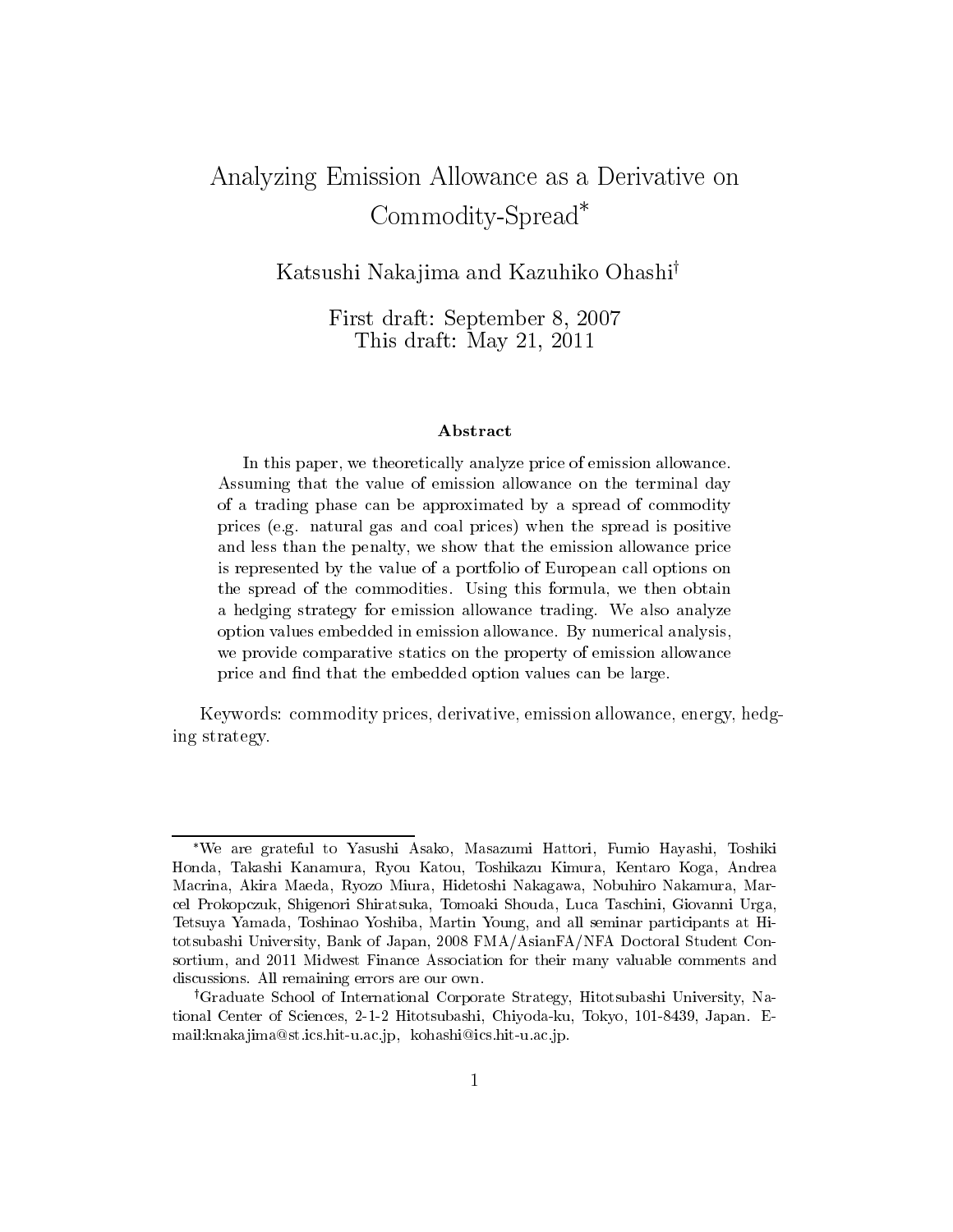# Analyzing Emission Allowance as a Derivative on Commodity-Spread*

Katsushi Nakajima and Kazuhiko Ohashi†

First draft: September 8, 2007
This draft: May 21, 2011

### Abstract

In this paper, we theoretically analyze price of emission allowance. Assuming that the value of emission allowance on the terminal day of a trading phase can be approximated by a spread of commodity prices (e.g. natural gas and coal prices) when the spread is positive and less than the penalty, we show that the emission allowance price is represented by the value of a portfolio of European call options on the spread of the commodities. Using this formula, we then obtain a hedging strategy for emission allowance trading. We also analyze option values embedded in emission allowance. By numerical analysis, we provide comparative statics on the property of emission allowance price and find that the embedded option values can be large.

Keywords: commodity prices, derivative, emission allowance, energy, hedging strategy.

---

*We are grateful to Yasushi Asako, Masazumi Hattori, Fumio Hayashi, Toshiki Honda, Takashi Kanamura, Ryou Katou, Toshikazu Kimura, Kentaro Koga, Andrea Macrina, Akira Maeda, Ryozo Miura, Hidetoshi Nakagawa, Nobuhiro Nakamura, Marcel Prokopczuk, Shigenori Shiratsuka, Tomoaki Shouda, Luca Taschini, Giovanni Urga, Tetsuya Yamada, Toshinao Yoshiba, Martin Young, and all seminar participants at Hitotsubashi University, Bank of Japan, 2008 FMA/AsianFA/NFA Doctoral Student Consortium, and 2011 Midwest Finance Association for their many valuable comments and discussions. All remaining errors are our own.

†Graduate School of International Corporate Strategy, Hitotsubashi University, National Center of Sciences, 2-1-2 Hitotsubashi, Chiyoda-ku, Tokyo, 101-8439, Japan. E-mail:knakajima@st.ics.hit-u.ac.jp, kohashi@ics.hit-u.ac.jp.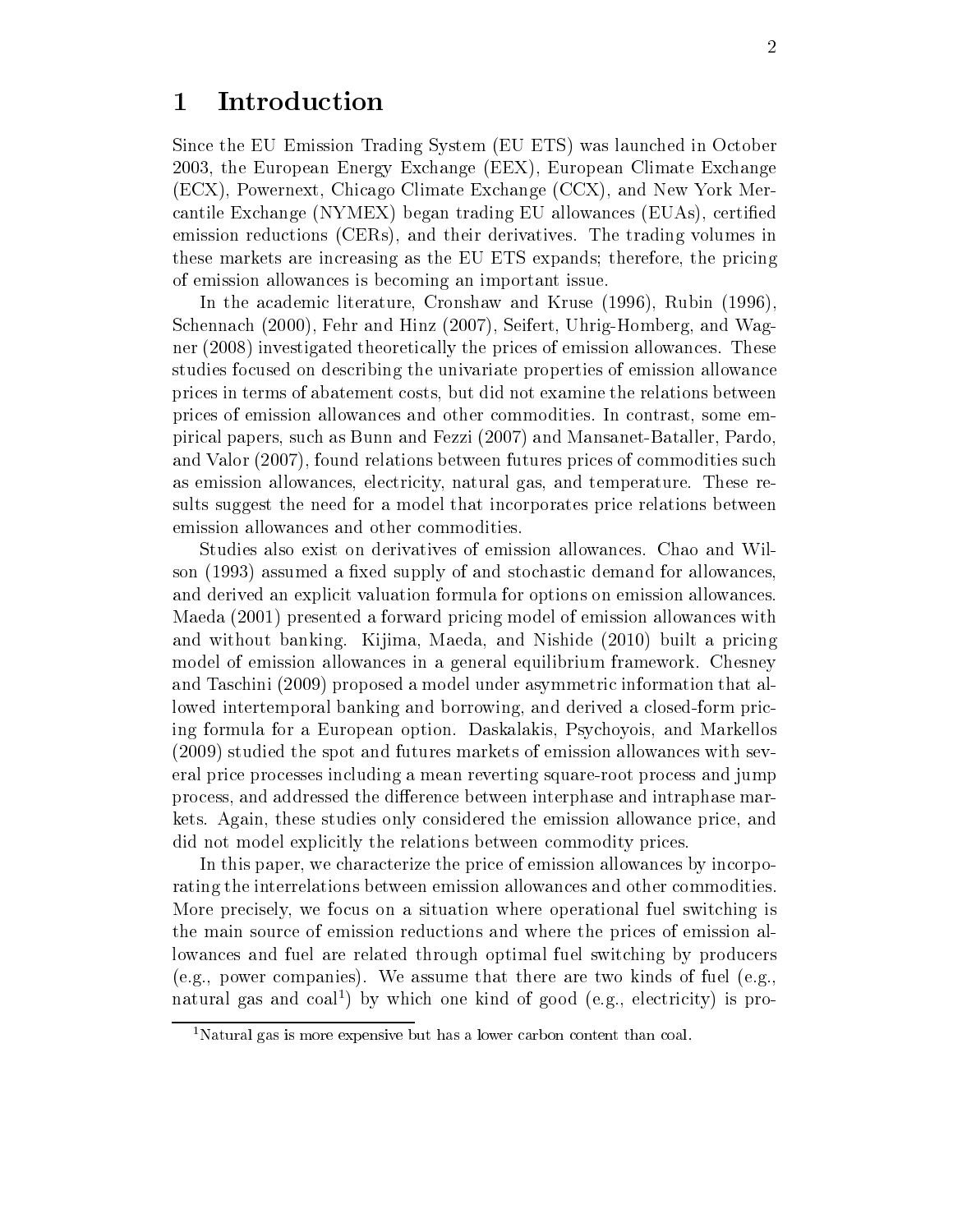# 1 Introduction

Since the EU Emission Trading System (EU ETS) was launched in October 2003, the European Energy Exchange (EEX), European Climate Exchange (ECX), Powernext, Chicago Climate Exchange (CCX), and New York Mercantile Exchange (NYMEX) began trading EU allowances (EUAs), certified emission reductions (CERs), and their derivatives. The trading volumes in these markets are increasing as the EU ETS expands; therefore, the pricing of emission allowances is becoming an important issue.

In the academic literature, Cronshaw and Kruse (1996), Rubin (1996), Schennach (2000), Fehr and Hinz (2007), Seifert, Uhrig-Homberg, and Wagner (2008) investigated theoretically the prices of emission allowances. These studies focused on describing the univariate properties of emission allowance prices in terms of abatement costs, but did not examine the relations between prices of emission allowances and other commodities. In contrast, some empirical papers, such as Bunn and Fezzi (2007) and Mansanet-Bataller, Pardo, and Valor (2007), found relations between futures prices of commodities such as emission allowances, electricity, natural gas, and temperature. These results suggest the need for a model that incorporates price relations between emission allowances and other commodities.

Studies also exist on derivatives of emission allowances. Chao and Wilson (1993) assumed a fixed supply of and stochastic demand for allowances, and derived an explicit valuation formula for options on emission allowances. Maeda (2001) presented a forward pricing model of emission allowances with and without banking. Kijima, Maeda, and Nishide (2010) built a pricing model of emission allowances in a general equilibrium framework. Chesney and Taschini (2009) proposed a model under asymmetric information that allowed intertemporal banking and borrowing, and derived a closed-form pricing formula for a European option. Daskalakis, Psychoyois, and Markellos (2009) studied the spot and futures markets of emission allowances with several price processes including a mean reverting square-root process and jump process, and addressed the difference between interphase and intraphase markets. Again, these studies only considered the emission allowance price, and did not model explicitly the relations between commodity prices.

In this paper, we characterize the price of emission allowances by incorporating the interrelations between emission allowances and other commodities. More precisely, we focus on a situation where operational fuel switching is the main source of emission reductions and where the prices of emission allowances and fuel are related through optimal fuel switching by producers (e.g., power companies). We assume that there are two kinds of fuel (e.g., natural gas and coal[1]) by which one kind of good (e.g., electricity) is pro-

[1] Natural gas is more expensive but has a lower carbon content than coal.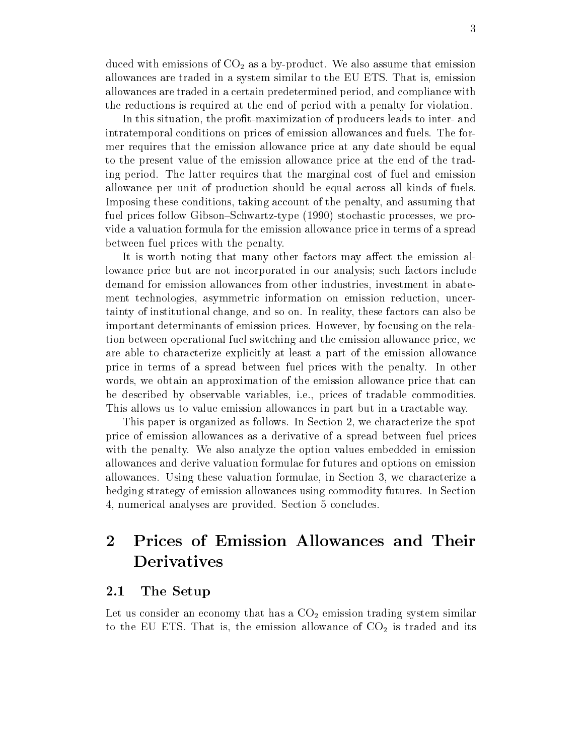duced with emissions of $CO_2$ as a by-product. We also assume that emission allowances are traded in a system similar to the EU ETS. That is, emission allowances are traded in a certain predetermined period, and compliance with the reductions is required at the end of period with a penalty for violation.

In this situation, the profit-maximization of producers leads to inter- and intratemporal conditions on prices of emission allowances and fuels. The former requires that the emission allowance price at any date should be equal to the present value of the emission allowance price at the end of the trading period. The latter requires that the marginal cost of fuel and emission allowance per unit of production should be equal across all kinds of fuels. Imposing these conditions, taking account of the penalty, and assuming that fuel prices follow Gibson–Schwartz-type (1990) stochastic processes, we provide a valuation formula for the emission allowance price in terms of a spread between fuel prices with the penalty.

It is worth noting that many other factors may affect the emission allowance price but are not incorporated in our analysis; such factors include demand for emission allowances from other industries, investment in abatement technologies, asymmetric information on emission reduction, uncertainty of institutional change, and so on. In reality, these factors can also be important determinants of emission prices. However, by focusing on the relation between operational fuel switching and the emission allowance price, we are able to characterize explicitly at least a part of the emission allowance price in terms of a spread between fuel prices with the penalty. In other words, we obtain an approximation of the emission allowance price that can be described by observable variables, i.e., prices of tradable commodities. This allows us to value emission allowances in part but in a tractable way.

This paper is organized as follows. In Section 2, we characterize the spot price of emission allowances as a derivative of a spread between fuel prices with the penalty. We also analyze the option values embedded in emission allowances and derive valuation formulae for futures and options on emission allowances. Using these valuation formulae, in Section 3, we characterize a hedging strategy of emission allowances using commodity futures. In Section 4, numerical analyses are provided. Section 5 concludes.

# 2 Prices of Emission Allowances and Their Derivatives

## 2.1 The Setup

Let us consider an economy that has a $CO_2$ emission trading system similar to the EU ETS. That is, the emission allowance of $CO_2$ is traded and its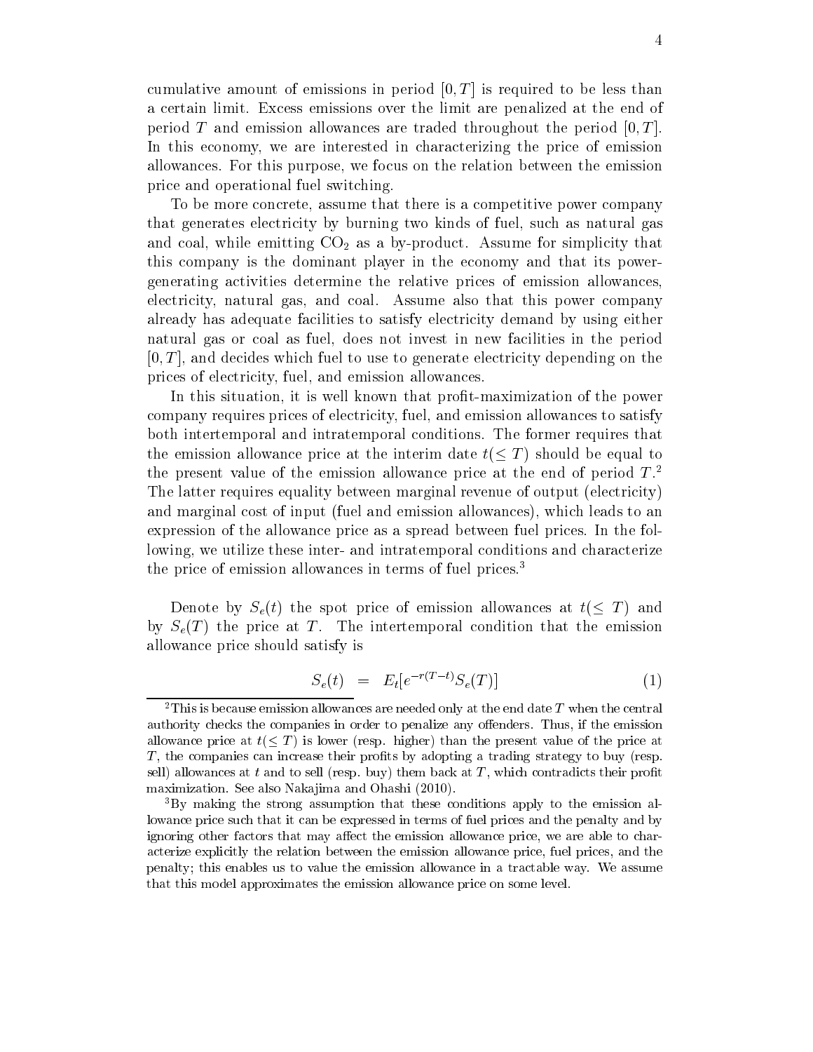cumulative amount of emissions in period $[0, T]$ is required to be less than a certain limit. Excess emissions over the limit are penalized at the end of period $T$ and emission allowances are traded throughout the period $[0, T]$. In this economy, we are interested in characterizing the price of emission allowances. For this purpose, we focus on the relation between the emission price and operational fuel switching.

To be more concrete, assume that there is a competitive power company that generates electricity by burning two kinds of fuel, such as natural gas and coal, while emitting $CO_2$ as a by-product. Assume for simplicity that this company is the dominant player in the economy and that its power-generating activities determine the relative prices of emission allowances, electricity, natural gas, and coal. Assume also that this power company already has adequate facilities to satisfy electricity demand by using either natural gas or coal as fuel, does not invest in new facilities in the period $[0, T]$, and decides which fuel to use to generate electricity depending on the prices of electricity, fuel, and emission allowances.

In this situation, it is well known that profit-maximization of the power company requires prices of electricity, fuel, and emission allowances to satisfy both intertemporal and intratemporal conditions. The former requires that the emission allowance price at the interim date $t (\leq T)$ should be equal to the present value of the emission allowance price at the end of period $T$.[2] The latter requires equality between marginal revenue of output (electricity) and marginal cost of input (fuel and emission allowances), which leads to an expression of the allowance price as a spread between fuel prices. In the following, we utilize these inter- and intratemporal conditions and characterize the price of emission allowances in terms of fuel prices.[3]

Denote by $S_e(t)$ the spot price of emission allowances at $t (\leq T)$ and by $S_e(T)$ the price at $T$. The intertemporal condition that the emission allowance price should satisfy is

$$S_e(t) \;\; = \;\; E_t[e^{-r(T-t)} S_e(T)] \qquad (1)$$

[2]This is because emission allowances are needed only at the end date $T$ when the central authority checks the companies in order to penalize any offenders. Thus, if the emission allowance price at $t (\leq T)$ is lower (resp. higher) than the present value of the price at $T$, the companies can increase their profits by adopting a trading strategy to buy (resp. sell) allowances at $t$ and to sell (resp. buy) them back at $T$, which contradicts their profit maximization. See also Nakajima and Ohashi (2010).

[3]By making the strong assumption that these conditions apply to the emission allowance price such that it can be expressed in terms of fuel prices and the penalty and by ignoring other factors that may affect the emission allowance price, we are able to characterize explicitly the relation between the emission allowance price, fuel prices, and the penalty; this enables us to value the emission allowance in a tractable way. We assume that this model approximates the emission allowance price on some level.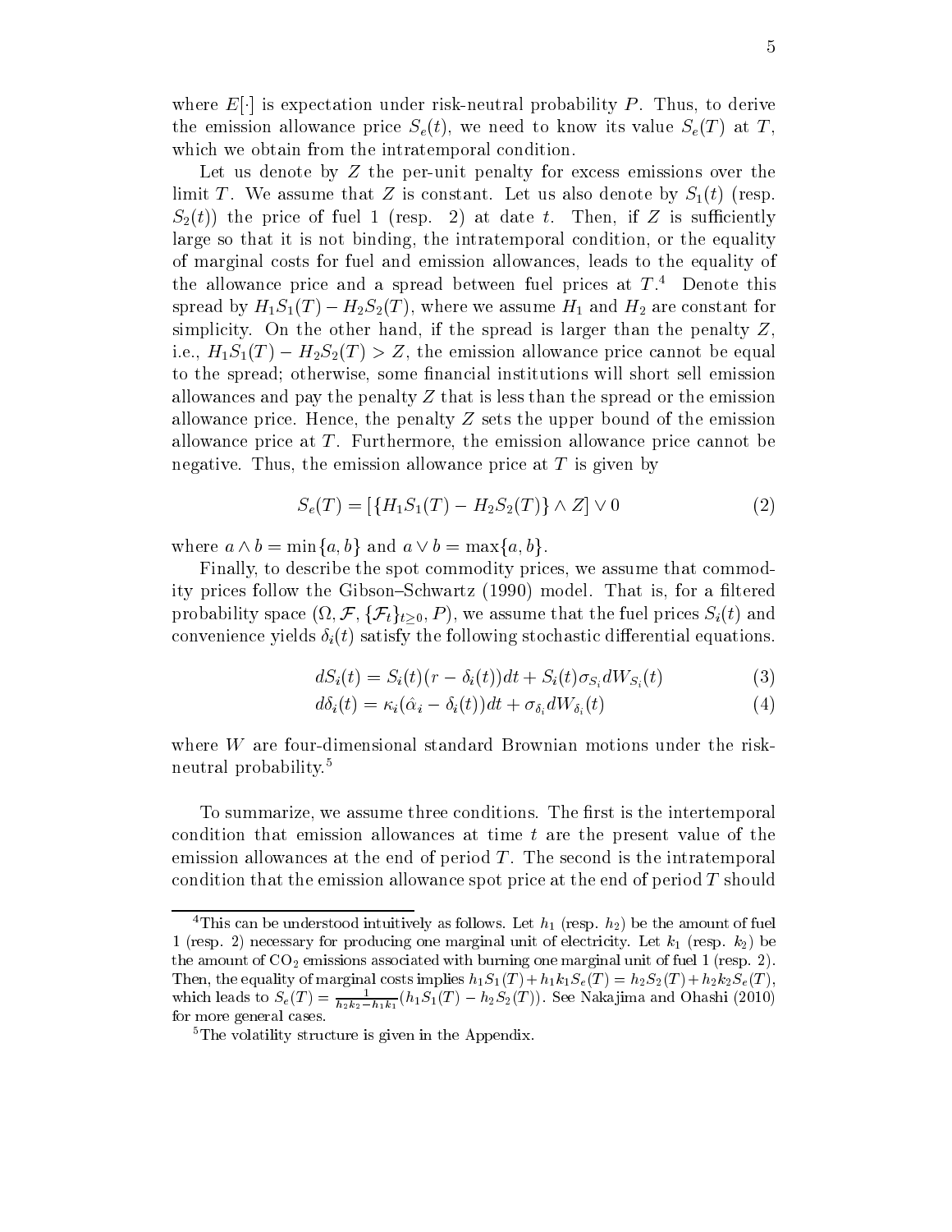where $E[\cdot]$ is expectation under risk-neutral probability $P$. Thus, to derive the emission allowance price $S_e(t)$, we need to know its value $S_e(T)$ at $T$, which we obtain from the intratemporal condition.

Let us denote by $Z$ the per-unit penalty for excess emissions over the limit $T$. We assume that $Z$ is constant. Let us also denote by $S_1(t)$ (resp. $S_2(t)$) the price of fuel 1 (resp. 2) at date $t$. Then, if $Z$ is sufficiently large so that it is not binding, the intratemporal condition, or the equality of marginal costs for fuel and emission allowances, leads to the equality of the allowance price and a spread between fuel prices at $T$.[4] Denote this spread by $H_1 S_1(T) - H_2 S_2(T)$, where we assume $H_1$ and $H_2$ are constant for simplicity. On the other hand, if the spread is larger than the penalty $Z$, i.e., $H_1 S_1(T) - H_2 S_2(T) > Z$, the emission allowance price cannot be equal to the spread; otherwise, some financial institutions will short sell emission allowances and pay the penalty $Z$ that is less than the spread or the emission allowance price. Hence, the penalty $Z$ sets the upper bound of the emission allowance price at $T$. Furthermore, the emission allowance price cannot be negative. Thus, the emission allowance price at $T$ is given by

$$S_e(T) = [\{H_1 S_1(T) - H_2 S_2(T)\} \wedge Z] \vee 0 \tag{2}$$

where $a \wedge b = \min\{a, b\}$ and $a \vee b = \max\{a, b\}$.

Finally, to describe the spot commodity prices, we assume that commodity prices follow the Gibson–Schwartz (1990) model. That is, for a filtered probability space $(\Omega, \mathcal{F}, \{\mathcal{F}_t\}_{t \geq 0}, P)$, we assume that the fuel prices $S_i(t)$ and convenience yields $\delta_i(t)$ satisfy the following stochastic differential equations.

$$dS_i(t) = S_i(t)(r - \delta_i(t))dt + S_i(t)\sigma_{S_i} dW_{S_i}(t) \tag{3}$$

$$d\delta_i(t) = \kappa_i(\hat{\alpha}_i - \delta_i(t))dt + \sigma_{\delta_i} dW_{\delta_i}(t) \tag{4}$$

where $W$ are four-dimensional standard Brownian motions under the risk-neutral probability.[5]

To summarize, we assume three conditions. The first is the intertemporal condition that emission allowances at time $t$ are the present value of the emission allowances at the end of period $T$. The second is the intratemporal condition that the emission allowance spot price at the end of period $T$ should

---

[4] This can be understood intuitively as follows. Let $h_1$ (resp. $h_2$) be the amount of fuel 1 (resp. 2) necessary for producing one marginal unit of electricity. Let $k_1$ (resp. $k_2$) be the amount of $CO_2$ emissions associated with burning one marginal unit of fuel 1 (resp. 2). Then, the equality of marginal costs implies $h_1 S_1(T) + h_1 k_1 S_e(T) = h_2 S_2(T) + h_2 k_2 S_e(T)$, which leads to $S_e(T) = \frac{1}{h_2 k_2 - h_1 k_1}(h_1 S_1(T) - h_2 S_2(T))$. See Nakajima and Ohashi (2010) for more general cases.

[5] The volatility structure is given in the Appendix.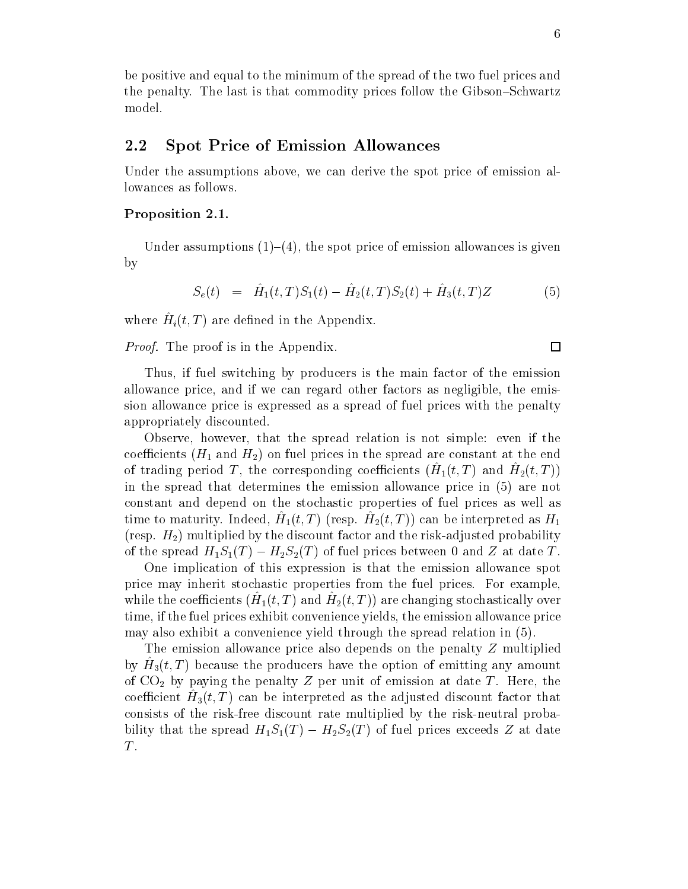be positive and equal to the minimum of the spread of the two fuel prices and the penalty. The last is that commodity prices follow the Gibson–Schwartz model.

## 2.2 Spot Price of Emission Allowances

Under the assumptions above, we can derive the spot price of emission allowances as follows.

**Proposition 2.1.**

Under assumptions (1)–(4), the spot price of emission allowances is given by

$$S_e(t) \quad = \quad \hat{H}_1(t,T)S_1(t) - \hat{H}_2(t,T)S_2(t) + \hat{H}_3(t,T)Z \tag{5}$$

where $\hat{H}_i(t,T)$ are defined in the Appendix.

*Proof.* The proof is in the Appendix. □

Thus, if fuel switching by producers is the main factor of the emission allowance price, and if we can regard other factors as negligible, the emission allowance price is expressed as a spread of fuel prices with the penalty appropriately discounted.

Observe, however, that the spread relation is not simple: even if the coefficients ($H_1$ and $H_2$) on fuel prices in the spread are constant at the end of trading period $T$, the corresponding coefficients ($\hat{H}_1(t,T)$ and $\hat{H}_2(t,T)$) in the spread that determines the emission allowance price in (5) are not constant and depend on the stochastic properties of fuel prices as well as time to maturity. Indeed, $\hat{H}_1(t,T)$ (resp. $\hat{H}_2(t,T)$) can be interpreted as $H_1$ (resp. $H_2$) multiplied by the discount factor and the risk-adjusted probability of the spread $H_1S_1(T) - H_2S_2(T)$ of fuel prices between 0 and $Z$ at date $T$.

One implication of this expression is that the emission allowance spot price may inherit stochastic properties from the fuel prices. For example, while the coefficients ($\hat{H}_1(t,T)$ and $\hat{H}_2(t,T)$) are changing stochastically over time, if the fuel prices exhibit convenience yields, the emission allowance price may also exhibit a convenience yield through the spread relation in (5).

The emission allowance price also depends on the penalty $Z$ multiplied by $\hat{H}_3(t,T)$ because the producers have the option of emitting any amount of $CO_2$ by paying the penalty $Z$ per unit of emission at date $T$. Here, the coefficient $\hat{H}_3(t,T)$ can be interpreted as the adjusted discount factor that consists of the risk-free discount rate multiplied by the risk-neutral probability that the spread $H_1S_1(T) - H_2S_2(T)$ of fuel prices exceeds $Z$ at date $T$.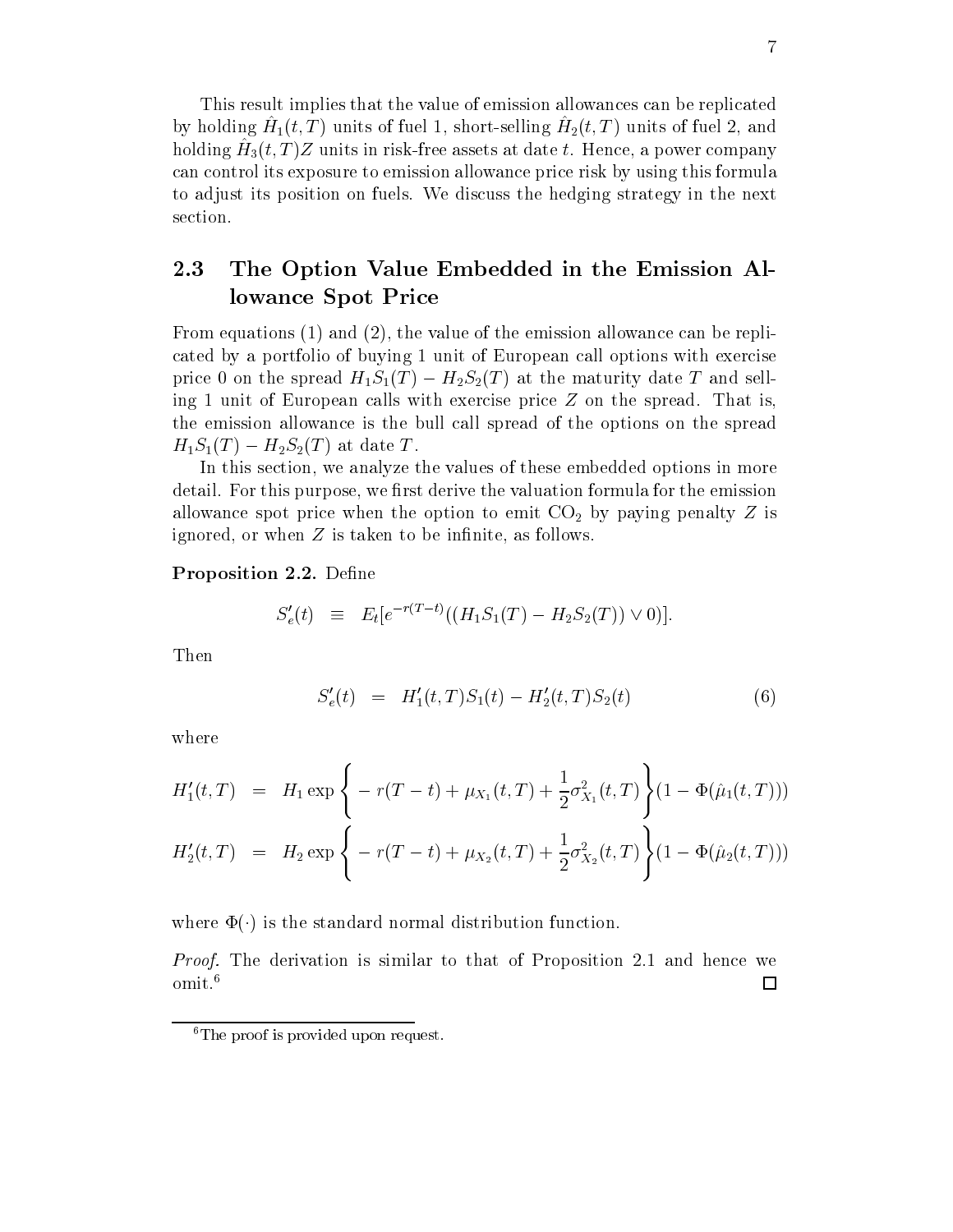This result implies that the value of emission allowances can be replicated by holding $\hat{H}_1(t,T)$ units of fuel 1, short-selling $\hat{H}_2(t,T)$ units of fuel 2, and holding $\hat{H}_3(t,T)Z$ units in risk-free assets at date $t$. Hence, a power company can control its exposure to emission allowance price risk by using this formula to adjust its position on fuels. We discuss the hedging strategy in the next section.

## 2.3 The Option Value Embedded in the Emission Allowance Spot Price

From equations (1) and (2), the value of the emission allowance can be replicated by a portfolio of buying 1 unit of European call options with exercise price 0 on the spread $H_1S_1(T) - H_2S_2(T)$ at the maturity date $T$ and selling 1 unit of European calls with exercise price $Z$ on the spread. That is, the emission allowance is the bull call spread of the options on the spread $H_1S_1(T) - H_2S_2(T)$ at date $T$.

In this section, we analyze the values of these embedded options in more detail. For this purpose, we first derive the valuation formula for the emission allowance spot price when the option to emit $CO_2$ by paying penalty $Z$ is ignored, or when $Z$ is taken to be infinite, as follows.

**Proposition 2.2.** Define

$$S'_e(t) \quad \equiv \quad E_t[e^{-r(T-t)}((H_1S_1(T) - H_2S_2(T)) \vee 0)].$$

Then

$$S'_e(t) \quad = \quad H'_1(t,T)S_1(t) - H'_2(t,T)S_2(t) \tag{6}$$

where

$$H'_1(t,T) \quad = \quad H_1 \exp\left\{ -r(T-t) + \mu_{X_1}(t,T) + \frac{1}{2}\sigma^2_{X_1}(t,T)\right\}(1 - \Phi(\hat{\mu}_1(t,T)))$$

$$H'_2(t,T) \quad = \quad H_2 \exp\left\{ -r(T-t) + \mu_{X_2}(t,T) + \frac{1}{2}\sigma^2_{X_2}(t,T)\right\}(1 - \Phi(\hat{\mu}_2(t,T)))$$

where $\Phi(\cdot)$ is the standard normal distribution function.

*Proof.* The derivation is similar to that of Proposition 2.1 and hence we omit.[6] □

[6] The proof is provided upon request.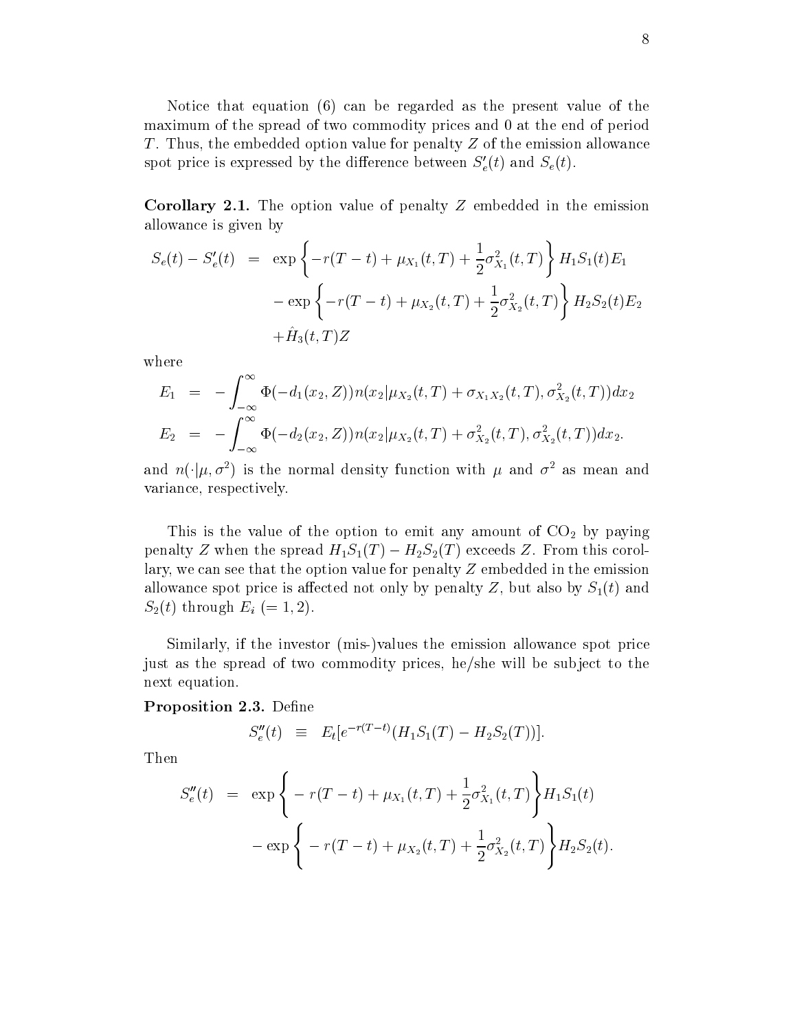Notice that equation (6) can be regarded as the present value of the maximum of the spread of two commodity prices and 0 at the end of period $T$. Thus, the embedded option value for penalty $Z$ of the emission allowance spot price is expressed by the difference between $S'_e(t)$ and $S_e(t)$.

**Corollary 2.1.** The option value of penalty $Z$ embedded in the emission allowance is given by

$$
\begin{aligned}
S_e(t) - S'_e(t) &= \exp\left\{-r(T-t) + \mu_{X_1}(t,T) + \frac{1}{2}\sigma^2_{X_1}(t,T)\right\} H_1 S_1(t) E_1 \\
&\quad - \exp\left\{-r(T-t) + \mu_{X_2}(t,T) + \frac{1}{2}\sigma^2_{X_2}(t,T)\right\} H_2 S_2(t) E_2 \\
&\quad + \hat{H}_3(t,T) Z
\end{aligned}
$$

where

$$
\begin{aligned}
E_1 &= -\int_{-\infty}^{\infty} \Phi(-d_1(x_2, Z)) n(x_2 | \mu_{X_2}(t,T) + \sigma_{X_1X_2}(t,T), \sigma^2_{X_2}(t,T)) dx_2 \\
E_2 &= -\int_{-\infty}^{\infty} \Phi(-d_2(x_2, Z)) n(x_2 | \mu_{X_2}(t,T) + \sigma^2_{X_2}(t,T), \sigma^2_{X_2}(t,T)) dx_2.
\end{aligned}
$$

and $n(\cdot|\mu, \sigma^2)$ is the normal density function with $\mu$ and $\sigma^2$ as mean and variance, respectively.

This is the value of the option to emit any amount of $CO_2$ by paying penalty $Z$ when the spread $H_1 S_1(T) - H_2 S_2(T)$ exceeds $Z$. From this corollary, we can see that the option value for penalty $Z$ embedded in the emission allowance spot price is affected not only by penalty $Z$, but also by $S_1(t)$ and $S_2(t)$ through $E_i$ $(= 1, 2)$.

Similarly, if the investor (mis-)values the emission allowance spot price just as the spread of two commodity prices, he/she will be subject to the next equation.

**Proposition 2.3.** Define

$$
S''_e(t) \equiv E_t[e^{-r(T-t)}(H_1 S_1(T) - H_2 S_2(T))].
$$

Then

$$
\begin{aligned}
S''_e(t) &= \exp\left\{ -r(T-t) + \mu_{X_1}(t,T) + \frac{1}{2}\sigma^2_{X_1}(t,T)\right\} H_1 S_1(t) \\
&\quad - \exp\left\{ -r(T-t) + \mu_{X_2}(t,T) + \frac{1}{2}\sigma^2_{X_2}(t,T)\right\} H_2 S_2(t).
\end{aligned}
$$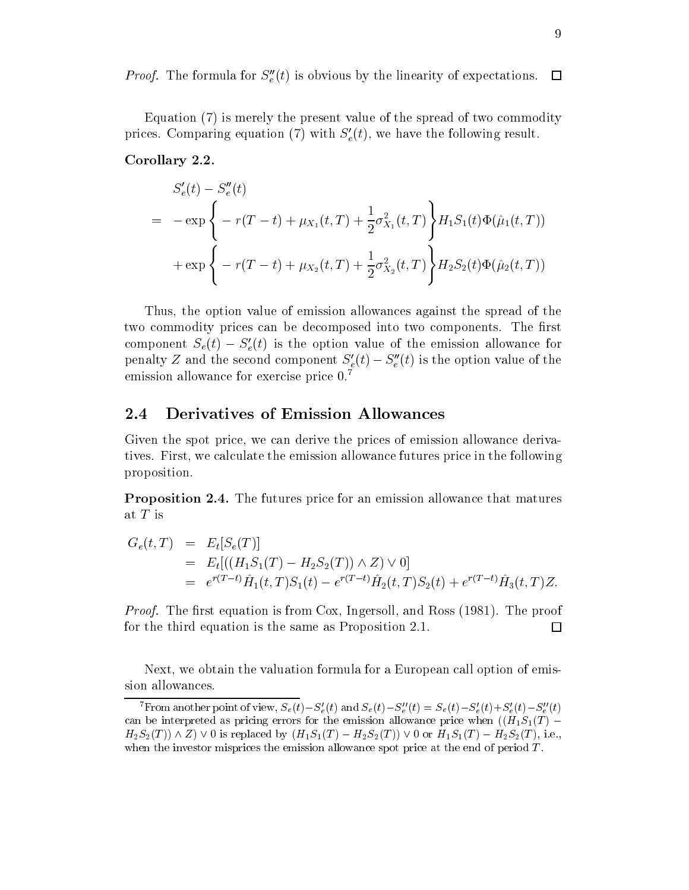*Proof.* The formula for $S_e''(t)$ is obvious by the linearity of expectations. □

Equation (7) is merely the present value of the spread of two commodity prices. Comparing equation (7) with $S_e'(t)$, we have the following result.

**Corollary 2.2.**

$$
\begin{aligned}
& S_e'(t) - S_e''(t) \\
= \; & -\exp\left\{ -r(T-t) + \mu_{X_1}(t,T) + \frac{1}{2}\sigma_{X_1}^2(t,T) \right\} H_1 S_1(t) \Phi(\hat{\mu}_1(t,T)) \\
& + \exp\left\{ -r(T-t) + \mu_{X_2}(t,T) + \frac{1}{2}\sigma_{X_2}^2(t,T) \right\} H_2 S_2(t) \Phi(\hat{\mu}_2(t,T))
\end{aligned}
$$

Thus, the option value of emission allowances against the spread of the two commodity prices can be decomposed into two components. The first component $S_e(t) - S_e'(t)$ is the option value of the emission allowance for penalty $Z$ and the second component $S_e'(t) - S_e''(t)$ is the option value of the emission allowance for exercise price 0.[7]

## 2.4 Derivatives of Emission Allowances

Given the spot price, we can derive the prices of emission allowance derivatives. First, we calculate the emission allowance futures price in the following proposition.

**Proposition 2.4.** The futures price for an emission allowance that matures at $T$ is

$$
\begin{aligned}
G_e(t,T) &= E_t[S_e(T)] \\
&= E_t[((H_1 S_1(T) - H_2 S_2(T)) \wedge Z) \vee 0] \\
&= e^{r(T-t)} \hat{H}_1(t,T) S_1(t) - e^{r(T-t)} \hat{H}_2(t,T) S_2(t) + e^{r(T-t)} \hat{H}_3(t,T) Z.
\end{aligned}
$$

*Proof.* The first equation is from Cox, Ingersoll, and Ross (1981). The proof for the third equation is the same as Proposition 2.1. □

Next, we obtain the valuation formula for a European call option of emission allowances.

[7] From another point of view, $S_e(t) - S_e'(t)$ and $S_e(t) - S_e''(t) = S_e(t) - S_e'(t) + S_e'(t) - S_e''(t)$ can be interpreted as pricing errors for the emission allowance price when $((H_1 S_1(T) - H_2 S_2(T)) \wedge Z) \vee 0$ is replaced by $(H_1 S_1(T) - H_2 S_2(T)) \vee 0$ or $H_1 S_1(T) - H_2 S_2(T)$, i.e., when the investor misprices the emission allowance spot price at the end of period $T$.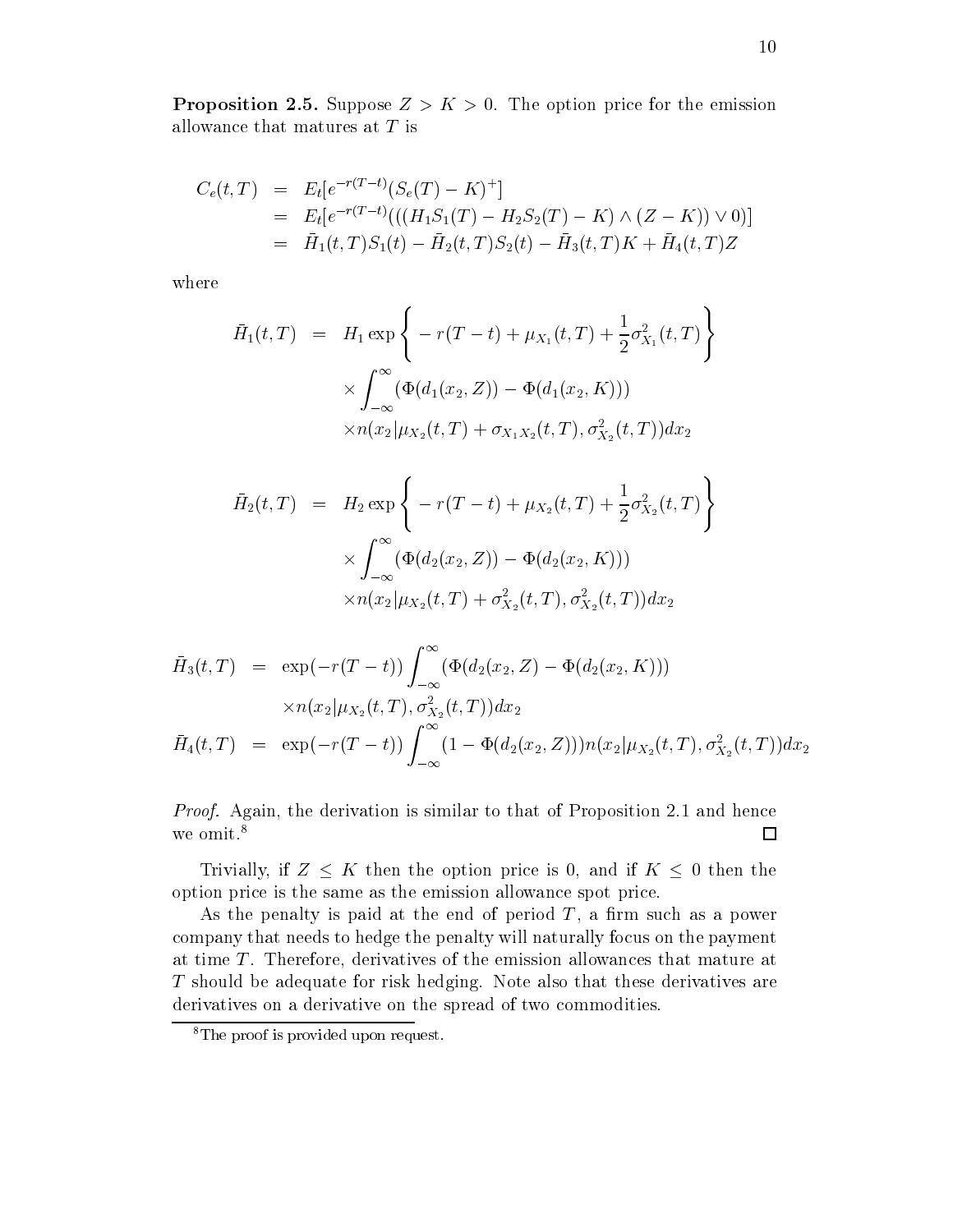**Proposition 2.5.** Suppose $Z > K > 0$. The option price for the emission allowance that matures at $T$ is

$$
\begin{aligned}
C_e(t,T) &= E_t[e^{-r(T-t)}(S_e(T) - K)^+] \\
&= E_t[e^{-r(T-t)}(((H_1 S_1(T) - H_2 S_2(T) - K) \wedge (Z - K)) \vee 0)] \\
&= \bar{H}_1(t,T) S_1(t) - \bar{H}_2(t,T) S_2(t) - \bar{H}_3(t,T) K + \bar{H}_4(t,T) Z
\end{aligned}
$$

where

$$
\begin{aligned}
\bar{H}_1(t,T) &= H_1 \exp\left\{ -r(T-t) + \mu_{X_1}(t,T) + \frac{1}{2}\sigma^2_{X_1}(t,T) \right\} \\
&\quad \times \int_{-\infty}^{\infty} (\Phi(d_1(x_2, Z)) - \Phi(d_1(x_2, K))) \\
&\quad \times n(x_2 | \mu_{X_2}(t,T) + \sigma_{X_1 X_2}(t,T), \sigma^2_{X_2}(t,T)) dx_2
\end{aligned}
$$

$$
\begin{aligned}
\bar{H}_2(t,T) &= H_2 \exp\left\{ -r(T-t) + \mu_{X_2}(t,T) + \frac{1}{2}\sigma^2_{X_2}(t,T) \right\} \\
&\quad \times \int_{-\infty}^{\infty} (\Phi(d_2(x_2, Z)) - \Phi(d_2(x_2, K))) \\
&\quad \times n(x_2 | \mu_{X_2}(t,T) + \sigma^2_{X_2}(t,T), \sigma^2_{X_2}(t,T)) dx_2
\end{aligned}
$$

$$
\begin{aligned}
\bar{H}_3(t,T) &= \exp(-r(T-t)) \int_{-\infty}^{\infty} (\Phi(d_2(x_2, Z) - \Phi(d_2(x_2, K))) \\
&\quad \times n(x_2 | \mu_{X_2}(t,T), \sigma^2_{X_2}(t,T)) dx_2 \\
\bar{H}_4(t,T) &= \exp(-r(T-t)) \int_{-\infty}^{\infty} (1 - \Phi(d_2(x_2, Z))) n(x_2 | \mu_{X_2}(t,T), \sigma^2_{X_2}(t,T)) dx_2
\end{aligned}
$$

*Proof.* Again, the derivation is similar to that of Proposition 2.1 and hence we omit.[8] □

Trivially, if $Z \leq K$ then the option price is 0, and if $K \leq 0$ then the option price is the same as the emission allowance spot price.

As the penalty is paid at the end of period $T$, a firm such as a power company that needs to hedge the penalty will naturally focus on the payment at time $T$. Therefore, derivatives of the emission allowances that mature at $T$ should be adequate for risk hedging. Note also that these derivatives are derivatives on a derivative on the spread of two commodities.

[8] The proof is provided upon request.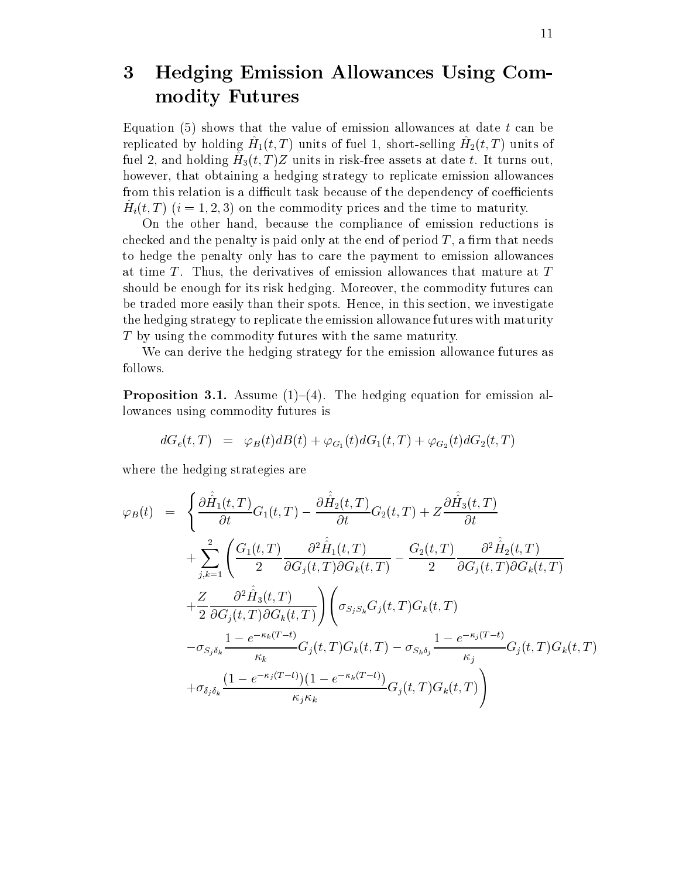# 3 Hedging Emission Allowances Using Commodity Futures

Equation (5) shows that the value of emission allowances at date $t$ can be replicated by holding $\hat{H}_1(t,T)$ units of fuel 1, short-selling $\hat{H}_2(t,T)$ units of fuel 2, and holding $\hat{H}_3(t,T)Z$ units in risk-free assets at date $t$. It turns out, however, that obtaining a hedging strategy to replicate emission allowances from this relation is a difficult task because of the dependency of coefficients $\hat{H}_i(t,T)$ $(i = 1, 2, 3)$ on the commodity prices and the time to maturity.

On the other hand, because the compliance of emission reductions is checked and the penalty is paid only at the end of period $T$, a firm that needs to hedge the penalty only has to care the payment to emission allowances at time $T$. Thus, the derivatives of emission allowances that mature at $T$ should be enough for its risk hedging. Moreover, the commodity futures can be traded more easily than their spots. Hence, in this section, we investigate the hedging strategy to replicate the emission allowance futures with maturity $T$ by using the commodity futures with the same maturity.

We can derive the hedging strategy for the emission allowance futures as follows.

**Proposition 3.1.** Assume (1)–(4). The hedging equation for emission allowances using commodity futures is

$$dG_e(t,T) \;\; = \;\; \varphi_B(t)dB(t) + \varphi_{G_1}(t)dG_1(t,T) + \varphi_{G_2}(t)dG_2(t,T)$$

where the hedging strategies are

$$\begin{aligned}
\varphi_B(t) \;\; = \;\; & \Bigg\{ \frac{\partial \hat{\hat{H}}_1(t,T)}{\partial t} G_1(t,T) - \frac{\partial \hat{\hat{H}}_2(t,T)}{\partial t} G_2(t,T) + Z \frac{\partial \hat{\hat{H}}_3(t,T)}{\partial t} \\
& + \sum_{j,k=1}^{2} \Bigg( \frac{G_1(t,T)}{2} \frac{\partial^2 \hat{\hat{H}}_1(t,T)}{\partial G_j(t,T) \partial G_k(t,T)} - \frac{G_2(t,T)}{2} \frac{\partial^2 \hat{\hat{H}}_2(t,T)}{\partial G_j(t,T) \partial G_k(t,T)} \\
& + \frac{Z}{2} \frac{\partial^2 \hat{\hat{H}}_3(t,T)}{\partial G_j(t,T) \partial G_k(t,T)} \Bigg) \Bigg( \sigma_{S_j S_k} G_j(t,T) G_k(t,T) \\
& - \sigma_{S_j \delta_k} \frac{1 - e^{-\kappa_k (T-t)}}{\kappa_k} G_j(t,T) G_k(t,T) - \sigma_{S_k \delta_j} \frac{1 - e^{-\kappa_j (T-t)}}{\kappa_j} G_j(t,T) G_k(t,T) \\
& + \sigma_{\delta_j \delta_k} \frac{(1 - e^{-\kappa_j (T-t)})(1 - e^{-\kappa_k (T-t)})}{\kappa_j \kappa_k} G_j(t,T) G_k(t,T) \Bigg)
\end{aligned}$$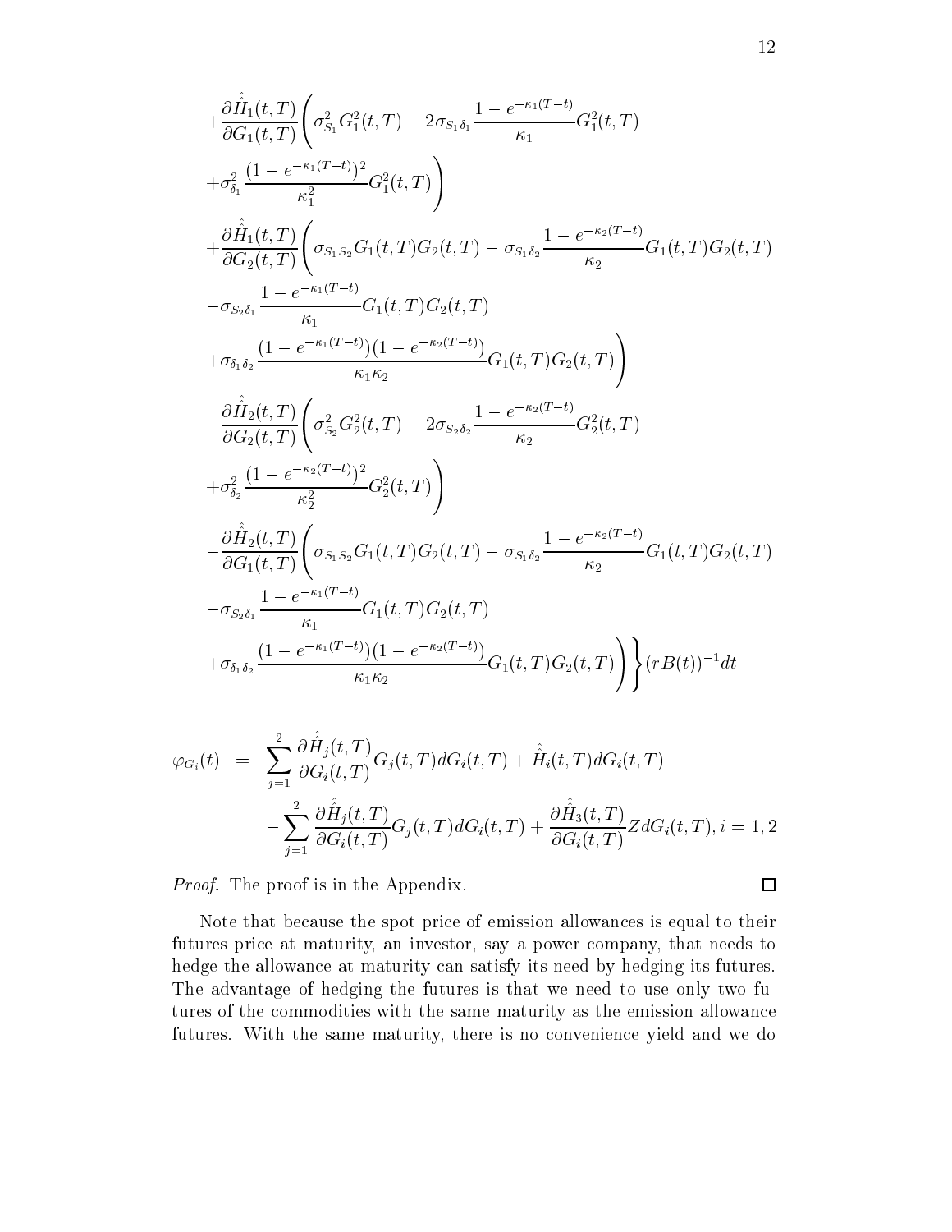$$
\begin{aligned}
&+\frac{\partial \hat{\hat{H}}_1(t,T)}{\partial G_1(t,T)}\Bigg(\sigma_{S_1}^2 G_1^2(t,T) - 2\sigma_{S_1\delta_1}\frac{1-e^{-\kappa_1(T-t)}}{\kappa_1}G_1^2(t,T) \\
&+\sigma_{\delta_1}^2\frac{(1-e^{-\kappa_1(T-t)})^2}{\kappa_1^2}G_1^2(t,T)\Bigg) \\
&+\frac{\partial \hat{\hat{H}}_1(t,T)}{\partial G_2(t,T)}\Bigg(\sigma_{S_1S_2}G_1(t,T)G_2(t,T) - \sigma_{S_1\delta_2}\frac{1-e^{-\kappa_2(T-t)}}{\kappa_2}G_1(t,T)G_2(t,T) \\
&-\sigma_{S_2\delta_1}\frac{1-e^{-\kappa_1(T-t)}}{\kappa_1}G_1(t,T)G_2(t,T) \\
&+\sigma_{\delta_1\delta_2}\frac{(1-e^{-\kappa_1(T-t)})(1-e^{-\kappa_2(T-t)})}{\kappa_1\kappa_2}G_1(t,T)G_2(t,T)\Bigg) \\
&-\frac{\partial \hat{\hat{H}}_2(t,T)}{\partial G_2(t,T)}\Bigg(\sigma_{S_2}^2 G_2^2(t,T) - 2\sigma_{S_2\delta_2}\frac{1-e^{-\kappa_2(T-t)}}{\kappa_2}G_2^2(t,T) \\
&+\sigma_{\delta_2}^2\frac{(1-e^{-\kappa_2(T-t)})^2}{\kappa_2^2}G_2^2(t,T)\Bigg) \\
&-\frac{\partial \hat{\hat{H}}_2(t,T)}{\partial G_1(t,T)}\Bigg(\sigma_{S_1S_2}G_1(t,T)G_2(t,T) - \sigma_{S_1\delta_2}\frac{1-e^{-\kappa_2(T-t)}}{\kappa_2}G_1(t,T)G_2(t,T) \\
&-\sigma_{S_2\delta_1}\frac{1-e^{-\kappa_1(T-t)}}{\kappa_1}G_1(t,T)G_2(t,T) \\
&+\sigma_{\delta_1\delta_2}\frac{(1-e^{-\kappa_1(T-t)})(1-e^{-\kappa_2(T-t)})}{\kappa_1\kappa_2}G_1(t,T)G_2(t,T)\Bigg)\Bigg\}(rB(t))^{-1}dt
\end{aligned}
$$

$$
\begin{aligned}
\varphi_{G_i}(t) &= \sum_{j=1}^{2}\frac{\partial \hat{\hat{H}}_j(t,T)}{\partial G_i(t,T)}G_j(t,T)dG_i(t,T) + \hat{\hat{H}}_i(t,T)dG_i(t,T) \\
&\quad -\sum_{j=1}^{2}\frac{\partial \hat{\hat{H}}_j(t,T)}{\partial G_i(t,T)}G_j(t,T)dG_i(t,T) + \frac{\partial \hat{\hat{H}}_3(t,T)}{\partial G_i(t,T)}Z dG_i(t,T), i = 1, 2
\end{aligned}
$$

*Proof.* The proof is in the Appendix. □

Note that because the spot price of emission allowances is equal to their futures price at maturity, an investor, say a power company, that needs to hedge the allowance at maturity can satisfy its need by hedging its futures. The advantage of hedging the futures is that we need to use only two futures of the commodities with the same maturity as the emission allowance futures. With the same maturity, there is no convenience yield and we do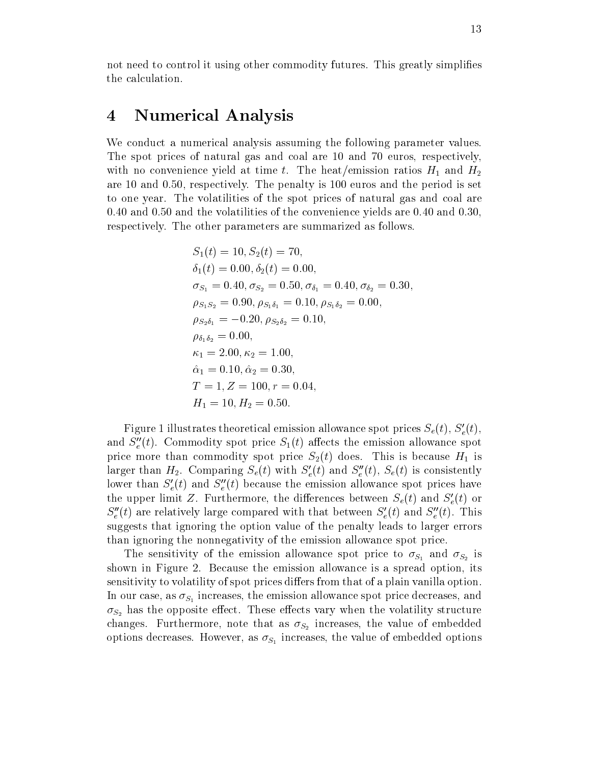not need to control it using other commodity futures. This greatly simplifies the calculation.

# 4 Numerical Analysis

We conduct a numerical analysis assuming the following parameter values. The spot prices of natural gas and coal are 10 and 70 euros, respectively, with no convenience yield at time $t$. The heat/emission ratios $H_1$ and $H_2$ are 10 and 0.50, respectively. The penalty is 100 euros and the period is set to one year. The volatilities of the spot prices of natural gas and coal are 0.40 and 0.50 and the volatilities of the convenience yields are 0.40 and 0.30, respectively. The other parameters are summarized as follows.

$$
\begin{aligned}
&S_1(t) = 10, S_2(t) = 70, \\
&\delta_1(t) = 0.00, \delta_2(t) = 0.00, \\
&\sigma_{S_1} = 0.40, \sigma_{S_2} = 0.50, \sigma_{\delta_1} = 0.40, \sigma_{\delta_2} = 0.30, \\
&\rho_{S_1 S_2} = 0.90, \rho_{S_1 \delta_1} = 0.10, \rho_{S_1 \delta_2} = 0.00, \\
&\rho_{S_2 \delta_1} = -0.20, \rho_{S_2 \delta_2} = 0.10, \\
&\rho_{\delta_1 \delta_2} = 0.00, \\
&\kappa_1 = 2.00, \kappa_2 = 1.00, \\
&\hat{\alpha}_1 = 0.10, \hat{\alpha}_2 = 0.30, \\
&T = 1, Z = 100, r = 0.04, \\
&H_1 = 10, H_2 = 0.50.
\end{aligned}
$$

Figure 1 illustrates theoretical emission allowance spot prices $S_e(t)$, $S'_e(t)$, and $S''_e(t)$. Commodity spot price $S_1(t)$ affects the emission allowance spot price more than commodity spot price $S_2(t)$ does. This is because $H_1$ is larger than $H_2$. Comparing $S_e(t)$ with $S'_e(t)$ and $S''_e(t)$, $S_e(t)$ is consistently lower than $S'_e(t)$ and $S''_e(t)$ because the emission allowance spot prices have the upper limit $Z$. Furthermore, the differences between $S_e(t)$ and $S'_e(t)$ or $S''_e(t)$ are relatively large compared with that between $S'_e(t)$ and $S''_e(t)$. This suggests that ignoring the option value of the penalty leads to larger errors than ignoring the nonnegativity of the emission allowance spot price.

The sensitivity of the emission allowance spot price to $\sigma_{S_1}$ and $\sigma_{S_2}$ is shown in Figure 2. Because the emission allowance is a spread option, its sensitivity to volatility of spot prices differs from that of a plain vanilla option. In our case, as $\sigma_{S_1}$ increases, the emission allowance spot price decreases, and $\sigma_{S_2}$ has the opposite effect. These effects vary when the volatility structure changes. Furthermore, note that as $\sigma_{S_2}$ increases, the value of embedded options decreases. However, as $\sigma_{S_1}$ increases, the value of embedded options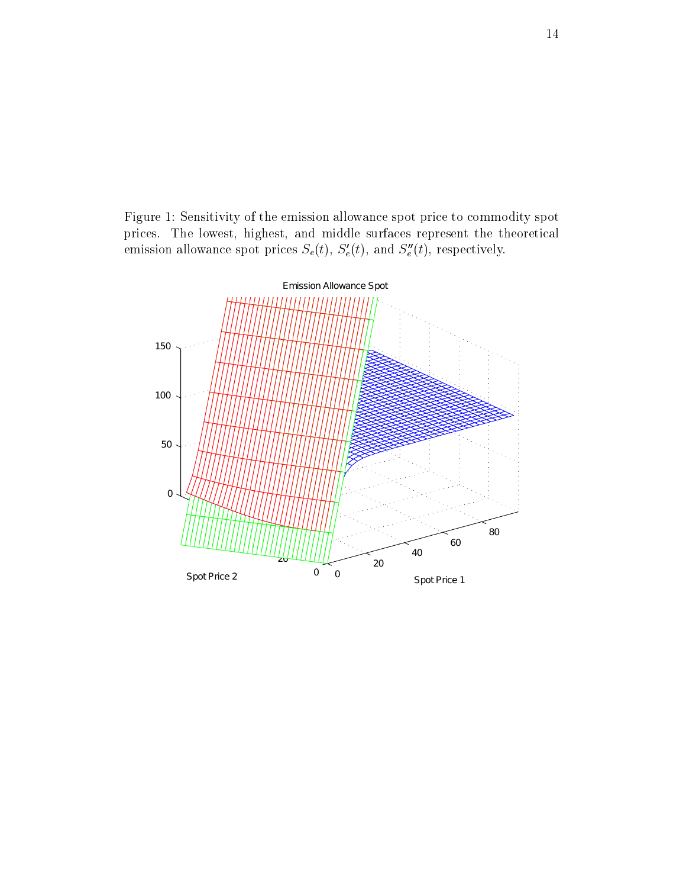Figure 1: Sensitivity of the emission allowance spot price to commodity spot prices. The lowest, highest, and middle surfaces represent the theoretical emission allowance spot prices $S_e(t)$, $S_e'(t)$, and $S_e''(t)$, respectively.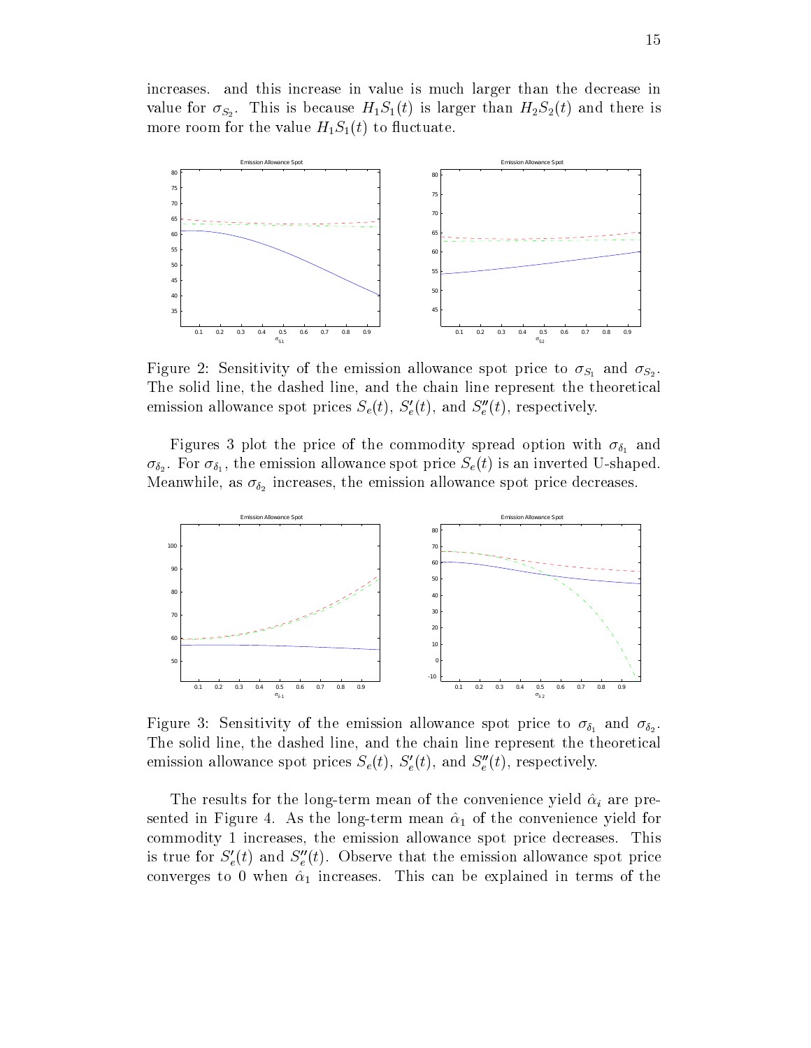increases. and this increase in value is much larger than the decrease in value for $\sigma_{S_2}$. This is because $H_1 S_1(t)$ is larger than $H_2 S_2(t)$ and there is more room for the value $H_1 S_1(t)$ to fluctuate.

Figure 2: Sensitivity of the emission allowance spot price to $\sigma_{S_1}$ and $\sigma_{S_2}$. The solid line, the dashed line, and the chain line represent the theoretical emission allowance spot prices $S_e(t)$, $S'_e(t)$, and $S''_e(t)$, respectively.

Figures 3 plot the price of the commodity spread option with $\sigma_{\delta_1}$ and $\sigma_{\delta_2}$. For $\sigma_{\delta_1}$, the emission allowance spot price $S_e(t)$ is an inverted U-shaped. Meanwhile, as $\sigma_{\delta_2}$ increases, the emission allowance spot price decreases.

Figure 3: Sensitivity of the emission allowance spot price to $\sigma_{\delta_1}$ and $\sigma_{\delta_2}$. The solid line, the dashed line, and the chain line represent the theoretical emission allowance spot prices $S_e(t)$, $S'_e(t)$, and $S''_e(t)$, respectively.

The results for the long-term mean of the convenience yield $\hat{\alpha}_i$ are presented in Figure 4. As the long-term mean $\hat{\alpha}_1$ of the convenience yield for commodity 1 increases, the emission allowance spot price decreases. This is true for $S'_e(t)$ and $S''_e(t)$. Observe that the emission allowance spot price converges to 0 when $\hat{\alpha}_1$ increases. This can be explained in terms of the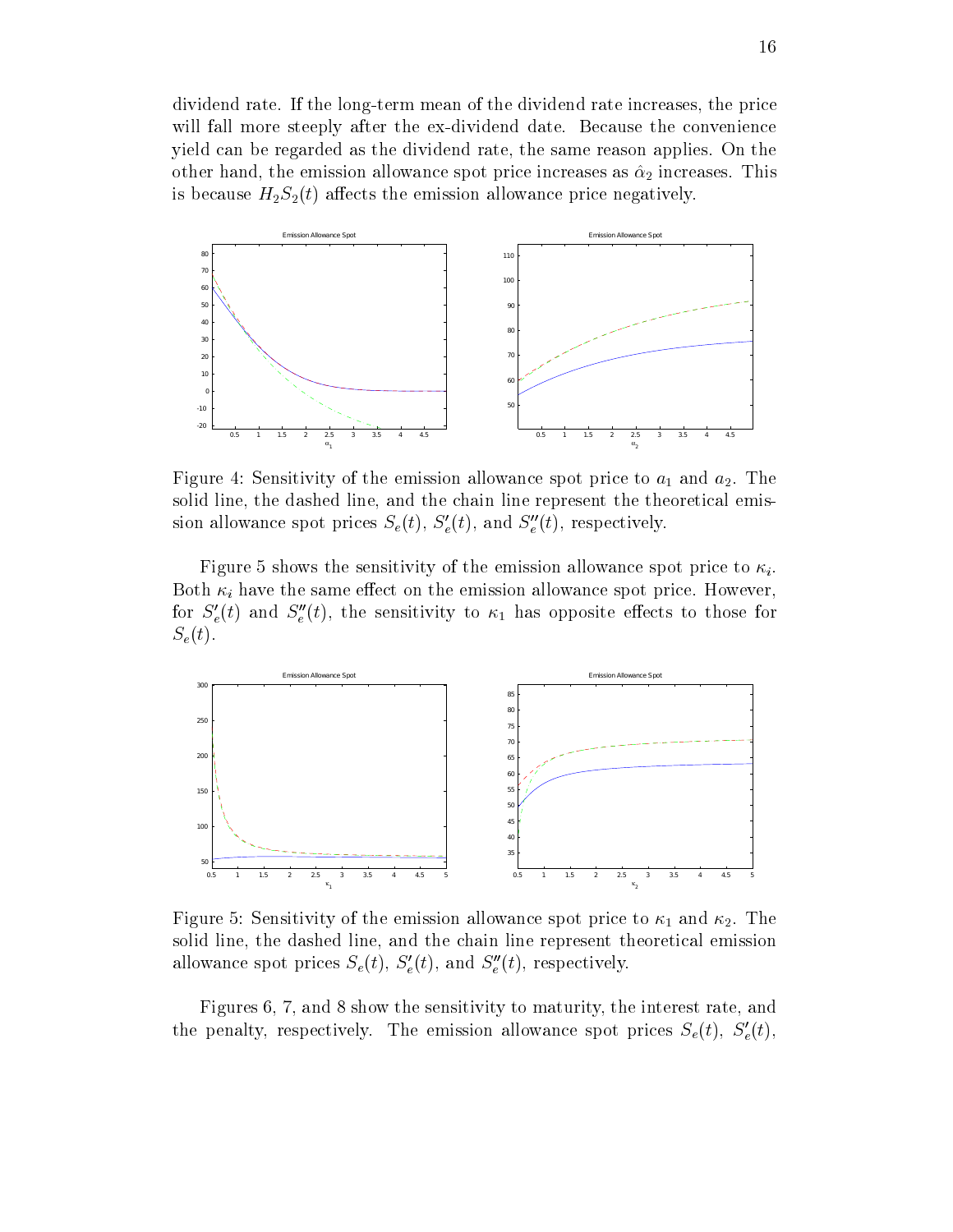dividend rate. If the long-term mean of the dividend rate increases, the price will fall more steeply after the ex-dividend date. Because the convenience yield can be regarded as the dividend rate, the same reason applies. On the other hand, the emission allowance spot price increases as $\hat{\alpha}_2$ increases. This is because $H_2 S_2(t)$ affects the emission allowance price negatively.

Figure 4: Sensitivity of the emission allowance spot price to $a_1$ and $a_2$. The solid line, the dashed line, and the chain line represent the theoretical emission allowance spot prices $S_e(t)$, $S_e'(t)$, and $S_e''(t)$, respectively.

Figure 5 shows the sensitivity of the emission allowance spot price to $\kappa_i$. Both $\kappa_i$ have the same effect on the emission allowance spot price. However, for $S_e'(t)$ and $S_e''(t)$, the sensitivity to $\kappa_1$ has opposite effects to those for $S_e(t)$.

Figure 5: Sensitivity of the emission allowance spot price to $\kappa_1$ and $\kappa_2$. The solid line, the dashed line, and the chain line represent theoretical emission allowance spot prices $S_e(t)$, $S_e'(t)$, and $S_e''(t)$, respectively.

Figures 6, 7, and 8 show the sensitivity to maturity, the interest rate, and the penalty, respectively. The emission allowance spot prices $S_e(t)$, $S_e'(t)$,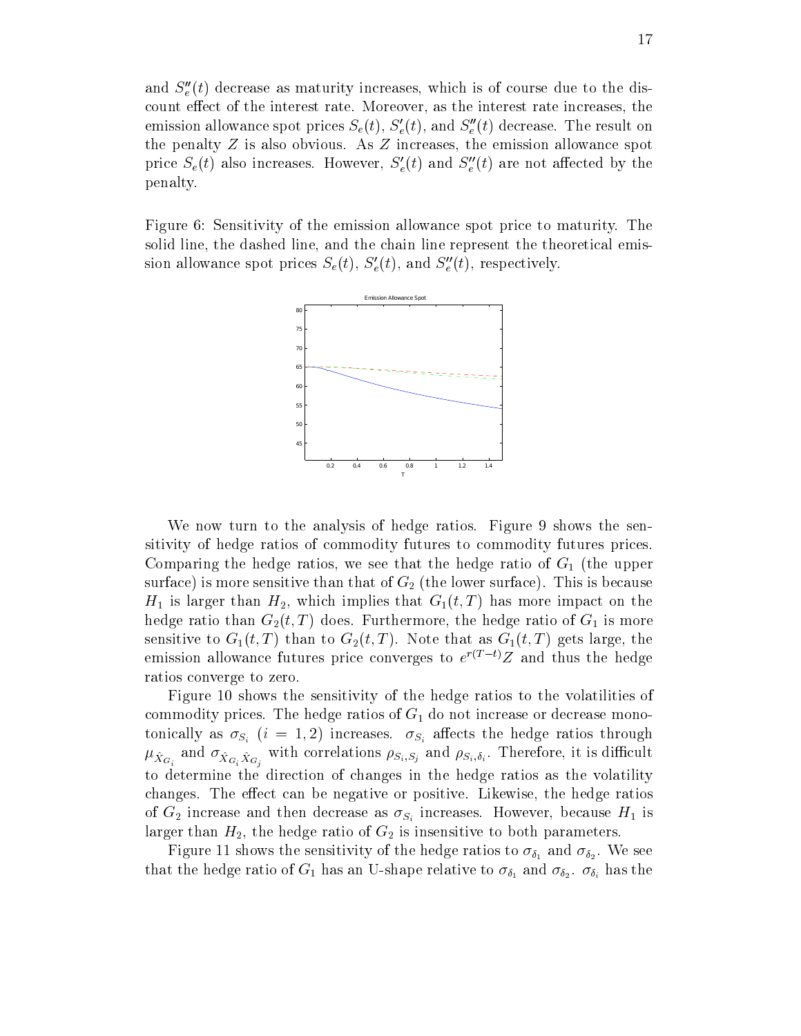and $S''_e(t)$ decrease as maturity increases, which is of course due to the discount effect of the interest rate. Moreover, as the interest rate increases, the emission allowance spot prices $S_e(t)$, $S'_e(t)$, and $S''_e(t)$ decrease. The result on the penalty $Z$ is also obvious. As $Z$ increases, the emission allowance spot price $S_e(t)$ also increases. However, $S'_e(t)$ and $S''_e(t)$ are not affected by the penalty.

Figure 6: Sensitivity of the emission allowance spot price to maturity. The solid line, the dashed line, and the chain line represent the theoretical emission allowance spot prices $S_e(t)$, $S'_e(t)$, and $S''_e(t)$, respectively.

We now turn to the analysis of hedge ratios. Figure 9 shows the sensitivity of hedge ratios of commodity futures to commodity futures prices. Comparing the hedge ratios, we see that the hedge ratio of $G_1$ (the upper surface) is more sensitive than that of $G_2$ (the lower surface). This is because $H_1$ is larger than $H_2$, which implies that $G_1(t,T)$ has more impact on the hedge ratio than $G_2(t,T)$ does. Furthermore, the hedge ratio of $G_1$ is more sensitive to $G_1(t,T)$ than to $G_2(t,T)$. Note that as $G_1(t,T)$ gets large, the emission allowance futures price converges to $e^{r(T-t)}Z$ and thus the hedge ratios converge to zero.

Figure 10 shows the sensitivity of the hedge ratios to the volatilities of commodity prices. The hedge ratios of $G_1$ do not increase or decrease monotonically as $\sigma_{S_i}$ $(i = 1, 2)$ increases. $\sigma_{S_i}$ affects the hedge ratios through $\mu_{\hat{X}_{G_i}}$ and $\sigma_{\hat{X}_{G_i}\hat{X}_{G_j}}$ with correlations $\rho_{S_i,S_j}$ and $\rho_{S_i,\delta_i}$. Therefore, it is difficult to determine the direction of changes in the hedge ratios as the volatility changes. The effect can be negative or positive. Likewise, the hedge ratios of $G_2$ increase and then decrease as $\sigma_{S_i}$ increases. However, because $H_1$ is larger than $H_2$, the hedge ratio of $G_2$ is insensitive to both parameters.

Figure 11 shows the sensitivity of the hedge ratios to $\sigma_{\delta_1}$ and $\sigma_{\delta_2}$. We see that the hedge ratio of $G_1$ has an U-shape relative to $\sigma_{\delta_1}$ and $\sigma_{\delta_2}$. $\sigma_{\delta_i}$ has the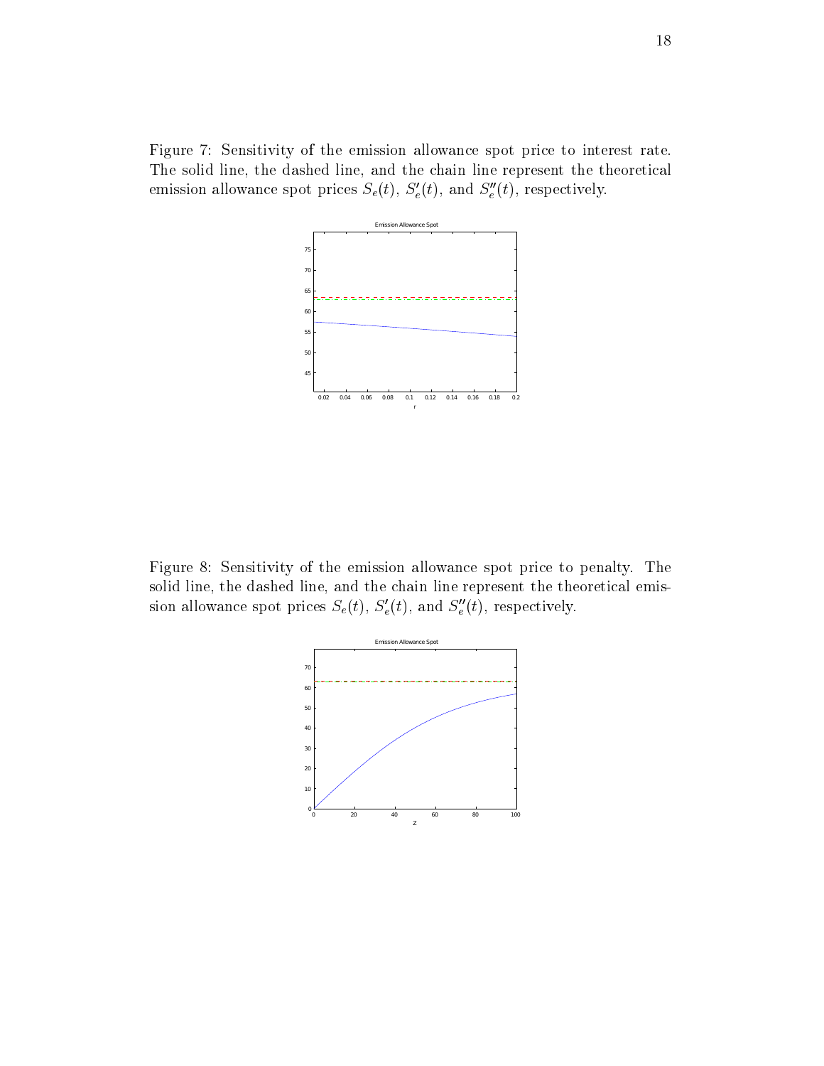Figure 7: Sensitivity of the emission allowance spot price to interest rate. The solid line, the dashed line, and the chain line represent the theoretical emission allowance spot prices $S_e(t)$, $S_e'(t)$, and $S_e''(t)$, respectively.

Figure 8: Sensitivity of the emission allowance spot price to penalty. The solid line, the dashed line, and the chain line represent the theoretical emission allowance spot prices $S_e(t)$, $S_e'(t)$, and $S_e''(t)$, respectively.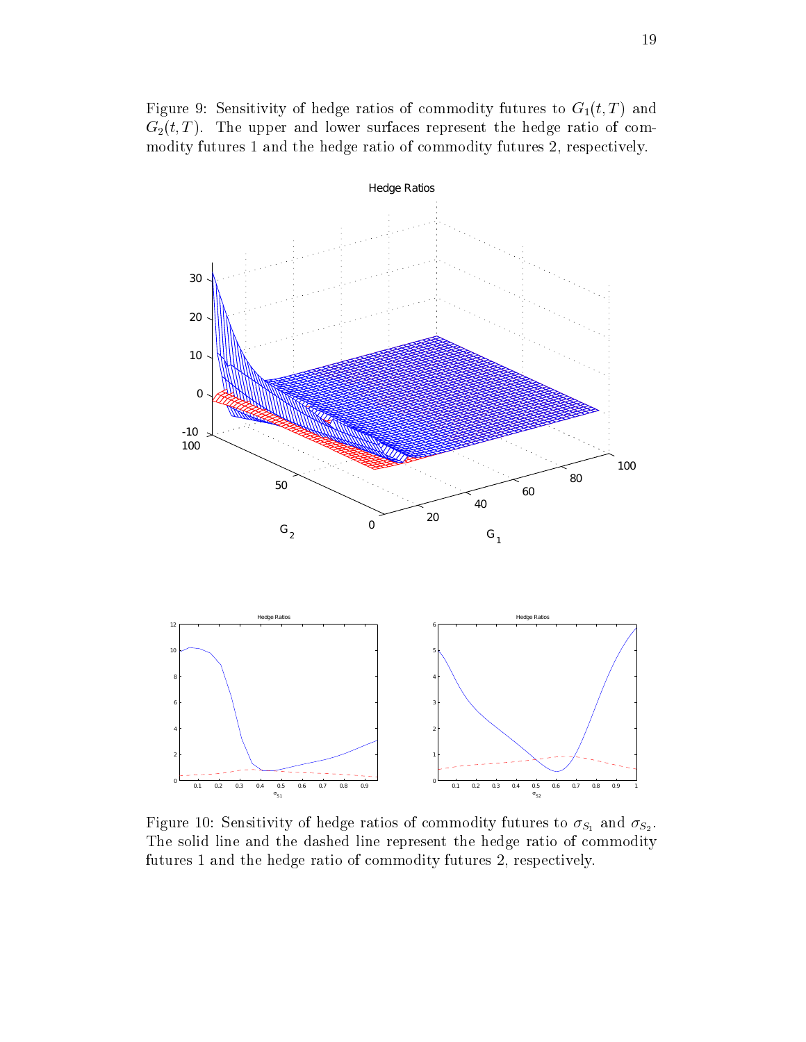Figure 9: Sensitivity of hedge ratios of commodity futures to $G_1(t,T)$ and $G_2(t,T)$. The upper and lower surfaces represent the hedge ratio of commodity futures 1 and the hedge ratio of commodity futures 2, respectively.

Figure 10: Sensitivity of hedge ratios of commodity futures to $\sigma_{S_1}$ and $\sigma_{S_2}$. The solid line and the dashed line represent the hedge ratio of commodity futures 1 and the hedge ratio of commodity futures 2, respectively.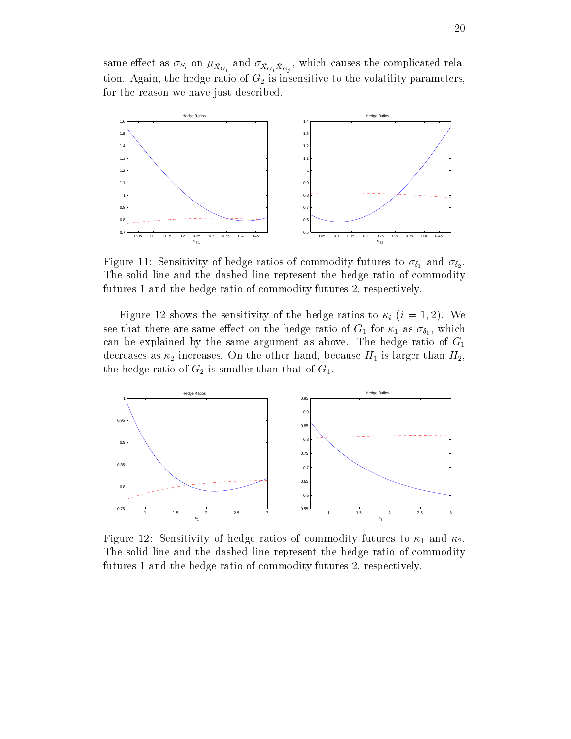same effect as $\sigma_{S_i}$ on $\mu_{\hat{X}_{G_i}}$ and $\sigma_{\hat{X}_{G_i}\hat{X}_{G_j}}$, which causes the complicated relation. Again, the hedge ratio of $G_2$ is insensitive to the volatility parameters, for the reason we have just described.

Figure 11: Sensitivity of hedge ratios of commodity futures to $\sigma_{\delta_1}$ and $\sigma_{\delta_2}$. The solid line and the dashed line represent the hedge ratio of commodity futures 1 and the hedge ratio of commodity futures 2, respectively.

Figure 12 shows the sensitivity of the hedge ratios to $\kappa_i$ $(i = 1, 2)$. We see that there are same effect on the hedge ratio of $G_1$ for $\kappa_1$ as $\sigma_{\delta_1}$, which can be explained by the same argument as above. The hedge ratio of $G_1$ decreases as $\kappa_2$ increases. On the other hand, because $H_1$ is larger than $H_2$, the hedge ratio of $G_2$ is smaller than that of $G_1$.

Figure 12: Sensitivity of hedge ratios of commodity futures to $\kappa_1$ and $\kappa_2$. The solid line and the dashed line represent the hedge ratio of commodity futures 1 and the hedge ratio of commodity futures 2, respectively.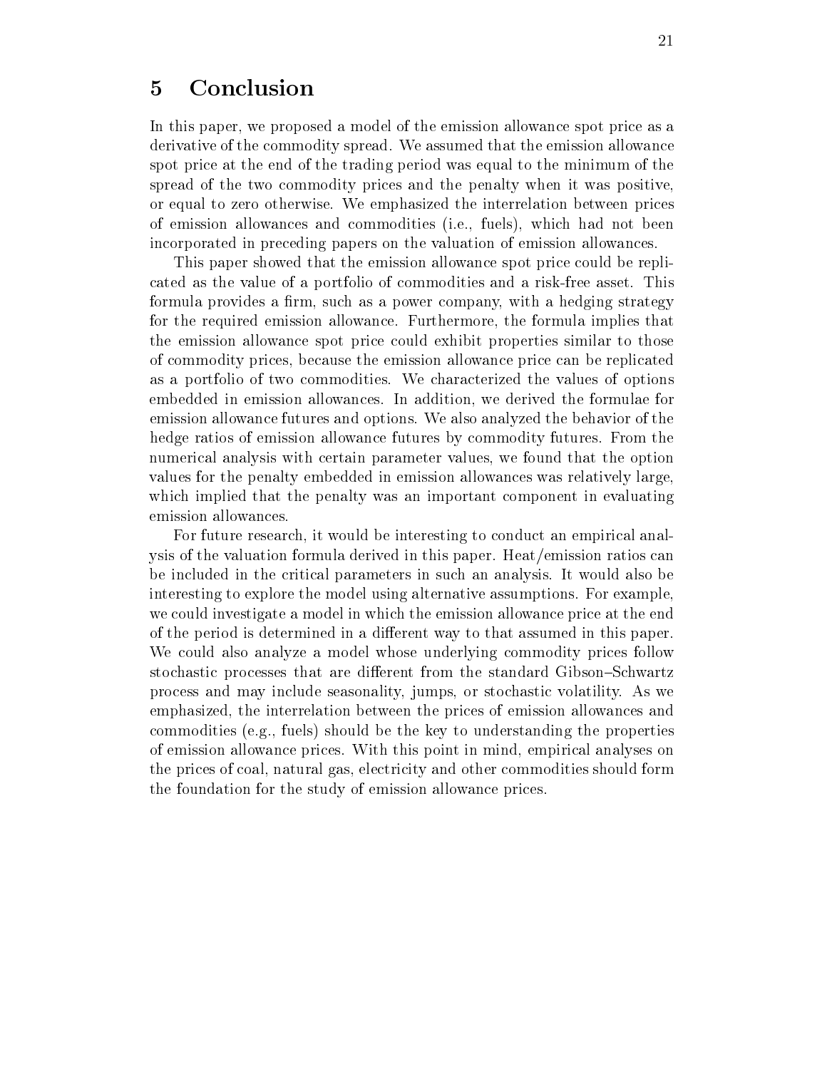# 5 Conclusion

In this paper, we proposed a model of the emission allowance spot price as a derivative of the commodity spread. We assumed that the emission allowance spot price at the end of the trading period was equal to the minimum of the spread of the two commodity prices and the penalty when it was positive, or equal to zero otherwise. We emphasized the interrelation between prices of emission allowances and commodities (i.e., fuels), which had not been incorporated in preceding papers on the valuation of emission allowances.

This paper showed that the emission allowance spot price could be replicated as the value of a portfolio of commodities and a risk-free asset. This formula provides a firm, such as a power company, with a hedging strategy for the required emission allowance. Furthermore, the formula implies that the emission allowance spot price could exhibit properties similar to those of commodity prices, because the emission allowance price can be replicated as a portfolio of two commodities. We characterized the values of options embedded in emission allowances. In addition, we derived the formulae for emission allowance futures and options. We also analyzed the behavior of the hedge ratios of emission allowance futures by commodity futures. From the numerical analysis with certain parameter values, we found that the option values for the penalty embedded in emission allowances was relatively large, which implied that the penalty was an important component in evaluating emission allowances.

For future research, it would be interesting to conduct an empirical analysis of the valuation formula derived in this paper. Heat/emission ratios can be included in the critical parameters in such an analysis. It would also be interesting to explore the model using alternative assumptions. For example, we could investigate a model in which the emission allowance price at the end of the period is determined in a different way to that assumed in this paper. We could also analyze a model whose underlying commodity prices follow stochastic processes that are different from the standard Gibson–Schwartz process and may include seasonality, jumps, or stochastic volatility. As we emphasized, the interrelation between the prices of emission allowances and commodities (e.g., fuels) should be the key to understanding the properties of emission allowance prices. With this point in mind, empirical analyses on the prices of coal, natural gas, electricity and other commodities should form the foundation for the study of emission allowance prices.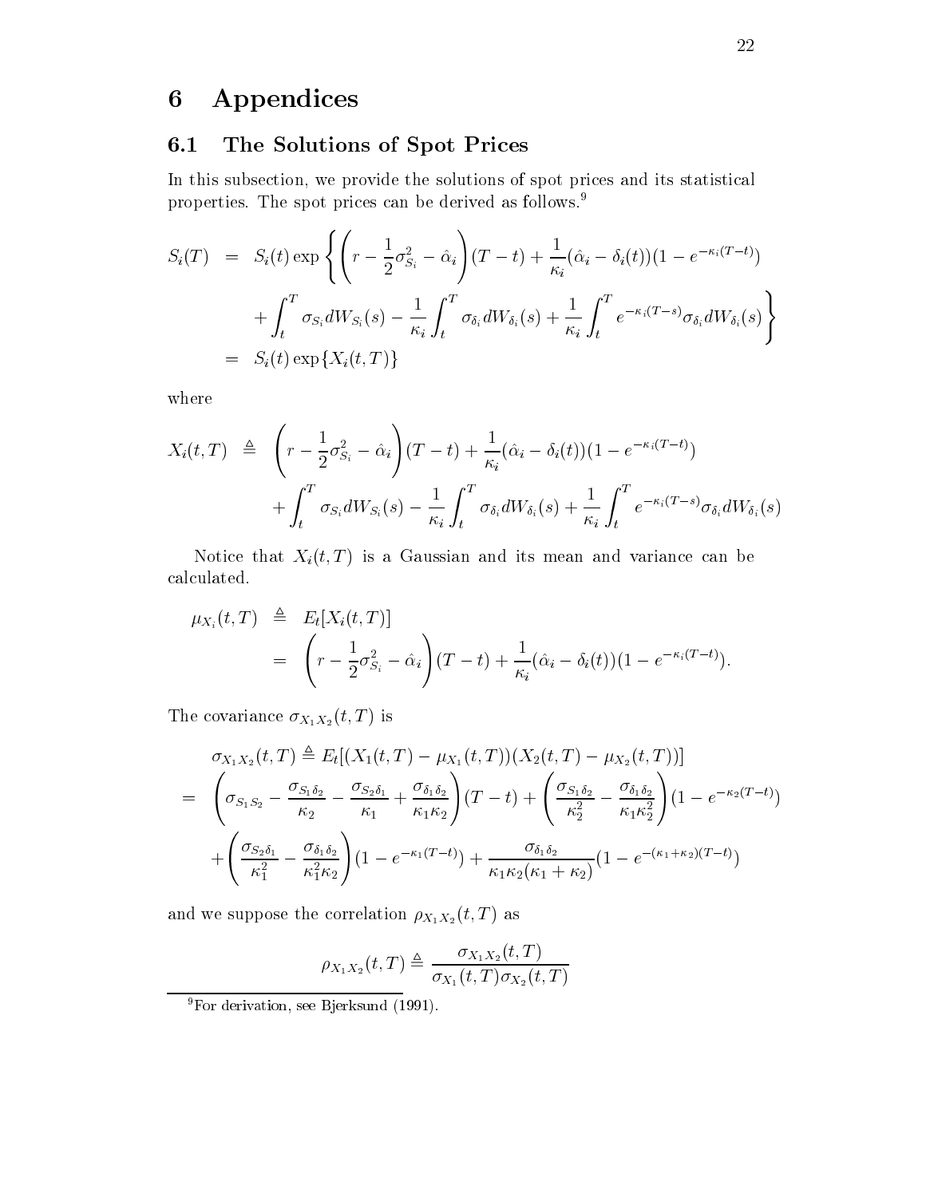# 6 Appendices

## 6.1 The Solutions of Spot Prices

In this subsection, we provide the solutions of spot prices and its statistical properties. The spot prices can be derived as follows.[9]

$$
\begin{aligned}
S_i(T) &= S_i(t) \exp \left\{ \left( r - \frac{1}{2}\sigma_{S_i}^2 - \hat{\alpha}_i \right)(T-t) + \frac{1}{\kappa_i}(\hat{\alpha}_i - \delta_i(t))(1 - e^{-\kappa_i(T-t)}) \right. \\
&\quad \left. + \int_t^T \sigma_{S_i} dW_{S_i}(s) - \frac{1}{\kappa_i}\int_t^T \sigma_{\delta_i} dW_{\delta_i}(s) + \frac{1}{\kappa_i}\int_t^T e^{-\kappa_i(T-s)}\sigma_{\delta_i} dW_{\delta_i}(s) \right\} \\
&= S_i(t) \exp\{X_i(t,T)\}
\end{aligned}
$$

where

$$
\begin{aligned}
X_i(t,T) &\triangleq \left( r - \frac{1}{2}\sigma_{S_i}^2 - \hat{\alpha}_i \right)(T-t) + \frac{1}{\kappa_i}(\hat{\alpha}_i - \delta_i(t))(1 - e^{-\kappa_i(T-t)}) \\
&\quad + \int_t^T \sigma_{S_i} dW_{S_i}(s) - \frac{1}{\kappa_i}\int_t^T \sigma_{\delta_i} dW_{\delta_i}(s) + \frac{1}{\kappa_i}\int_t^T e^{-\kappa_i(T-s)}\sigma_{\delta_i} dW_{\delta_i}(s)
\end{aligned}
$$

Notice that $X_i(t,T)$ is a Gaussian and its mean and variance can be calculated.

$$
\begin{aligned}
\mu_{X_i}(t,T) &\triangleq E_t[X_i(t,T)] \\
&= \left( r - \frac{1}{2}\sigma_{S_i}^2 - \hat{\alpha}_i \right)(T-t) + \frac{1}{\kappa_i}(\hat{\alpha}_i - \delta_i(t))(1 - e^{-\kappa_i(T-t)}).
\end{aligned}
$$

The covariance $\sigma_{X_1X_2}(t,T)$ is

$$
\begin{aligned}
&\sigma_{X_1X_2}(t,T) \triangleq E_t[(X_1(t,T) - \mu_{X_1}(t,T))(X_2(t,T) - \mu_{X_2}(t,T))] \\
&= \left( \sigma_{S_1S_2} - \frac{\sigma_{S_1\delta_2}}{\kappa_2} - \frac{\sigma_{S_2\delta_1}}{\kappa_1} + \frac{\sigma_{\delta_1\delta_2}}{\kappa_1\kappa_2} \right)(T-t) + \left( \frac{\sigma_{S_1\delta_2}}{\kappa_2^2} - \frac{\sigma_{\delta_1\delta_2}}{\kappa_1\kappa_2^2} \right)(1 - e^{-\kappa_2(T-t)}) \\
&\quad + \left( \frac{\sigma_{S_2\delta_1}}{\kappa_1^2} - \frac{\sigma_{\delta_1\delta_2}}{\kappa_1^2\kappa_2} \right)(1 - e^{-\kappa_1(T-t)}) + \frac{\sigma_{\delta_1\delta_2}}{\kappa_1\kappa_2(\kappa_1+\kappa_2)}(1 - e^{-(\kappa_1+\kappa_2)(T-t)})
\end{aligned}
$$

and we suppose the correlation $\rho_{X_1X_2}(t,T)$ as

$$
\rho_{X_1X_2}(t,T) \triangleq \frac{\sigma_{X_1X_2}(t,T)}{\sigma_{X_1}(t,T)\sigma_{X_2}(t,T)}
$$

[9] For derivation, see Bjerksund (1991).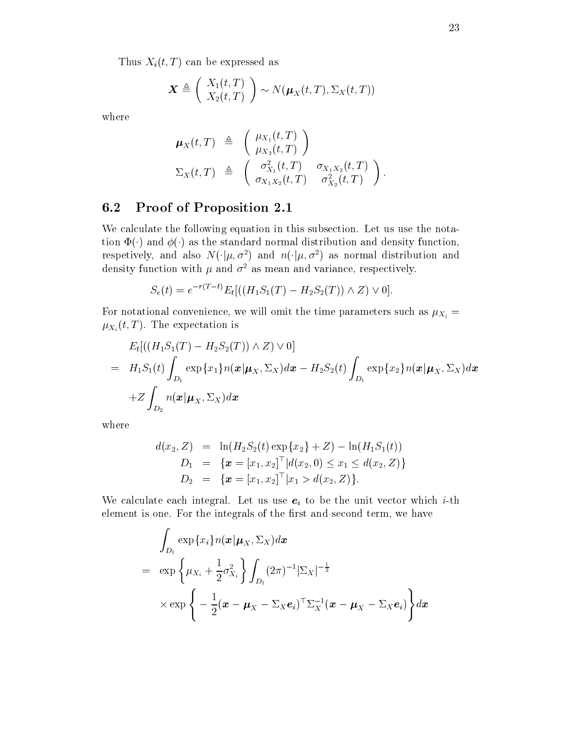Thus $X_i(t,T)$ can be expressed as

$$\boldsymbol{X} \triangleq \begin{pmatrix} X_1(t,T) \\ X_2(t,T) \end{pmatrix} \sim N(\boldsymbol{\mu}_X(t,T), \Sigma_X(t,T))$$

where

$$\begin{aligned} \boldsymbol{\mu}_X(t,T) &\triangleq \begin{pmatrix} \mu_{X_1}(t,T) \\ \mu_{X_2}(t,T) \end{pmatrix} \\ \Sigma_X(t,T) &\triangleq \begin{pmatrix} \sigma^2_{X_1}(t,T) & \sigma_{X_1X_2}(t,T) \\ \sigma_{X_1X_2}(t,T) & \sigma^2_{X_2}(t,T) \end{pmatrix}. \end{aligned}$$

## 6.2 Proof of Proposition 2.1

We calculate the following equation in this subsection. Let us use the notation $\Phi(\cdot)$ and $\phi(\cdot)$ as the standard normal distribution and density function, respetively, and also $N(\cdot|\mu,\sigma^2)$ and $n(\cdot|\mu,\sigma^2)$ as normal distribution and density function with $\mu$ and $\sigma^2$ as mean and variance, respectively.

$$S_e(t) = e^{-r(T-t)}E_t[((H_1S_1(T) - H_2S_2(T)) \wedge Z) \vee 0].$$

For notational convenience, we will omit the time parameters such as $\mu_{X_i} = \mu_{X_i}(t,T)$. The expectation is

$$\begin{aligned} & E_t[((H_1S_1(T) - H_2S_2(T)) \wedge Z) \vee 0] \\ = \; & H_1S_1(t)\int_{D_1} \exp\{x_1\} n(\boldsymbol{x}|\boldsymbol{\mu}_X, \Sigma_X) d\boldsymbol{x} - H_2S_2(t)\int_{D_1} \exp\{x_2\} n(\boldsymbol{x}|\boldsymbol{\mu}_X, \Sigma_X) d\boldsymbol{x} \\ & + Z\int_{D_2} n(\boldsymbol{x}|\boldsymbol{\mu}_X, \Sigma_X) d\boldsymbol{x} \end{aligned}$$

where

$$\begin{aligned} d(x_2, Z) &= \ln(H_2S_2(t)\exp\{x_2\} + Z) - \ln(H_1S_1(t)) \\ D_1 &= \{\boldsymbol{x} = [x_1, x_2]^\top | d(x_2, 0) \le x_1 \le d(x_2, Z)\} \\ D_2 &= \{\boldsymbol{x} = [x_1, x_2]^\top | x_1 > d(x_2, Z)\}. \end{aligned}$$

We calculate each integral. Let us use $\boldsymbol{e}_i$ to be the unit vector which $i$-th element is one. For the integrals of the first and second term, we have

$$\begin{aligned} & \int_{D_1} \exp\{x_i\} n(\boldsymbol{x}|\boldsymbol{\mu}_X, \Sigma_X) d\boldsymbol{x} \\ = \; & \exp\left\{\mu_{X_i} + \frac{1}{2}\sigma^2_{X_i}\right\} \int_{D_1} (2\pi)^{-1}|\Sigma_X|^{-\frac{1}{2}} \\ & \times \exp\left\{ -\frac{1}{2}(\boldsymbol{x} - \boldsymbol{\mu}_X - \Sigma_X\boldsymbol{e}_i)^\top \Sigma_X^{-1}(\boldsymbol{x} - \boldsymbol{\mu}_X - \Sigma_X\boldsymbol{e}_i)\right\} d\boldsymbol{x} \end{aligned}$$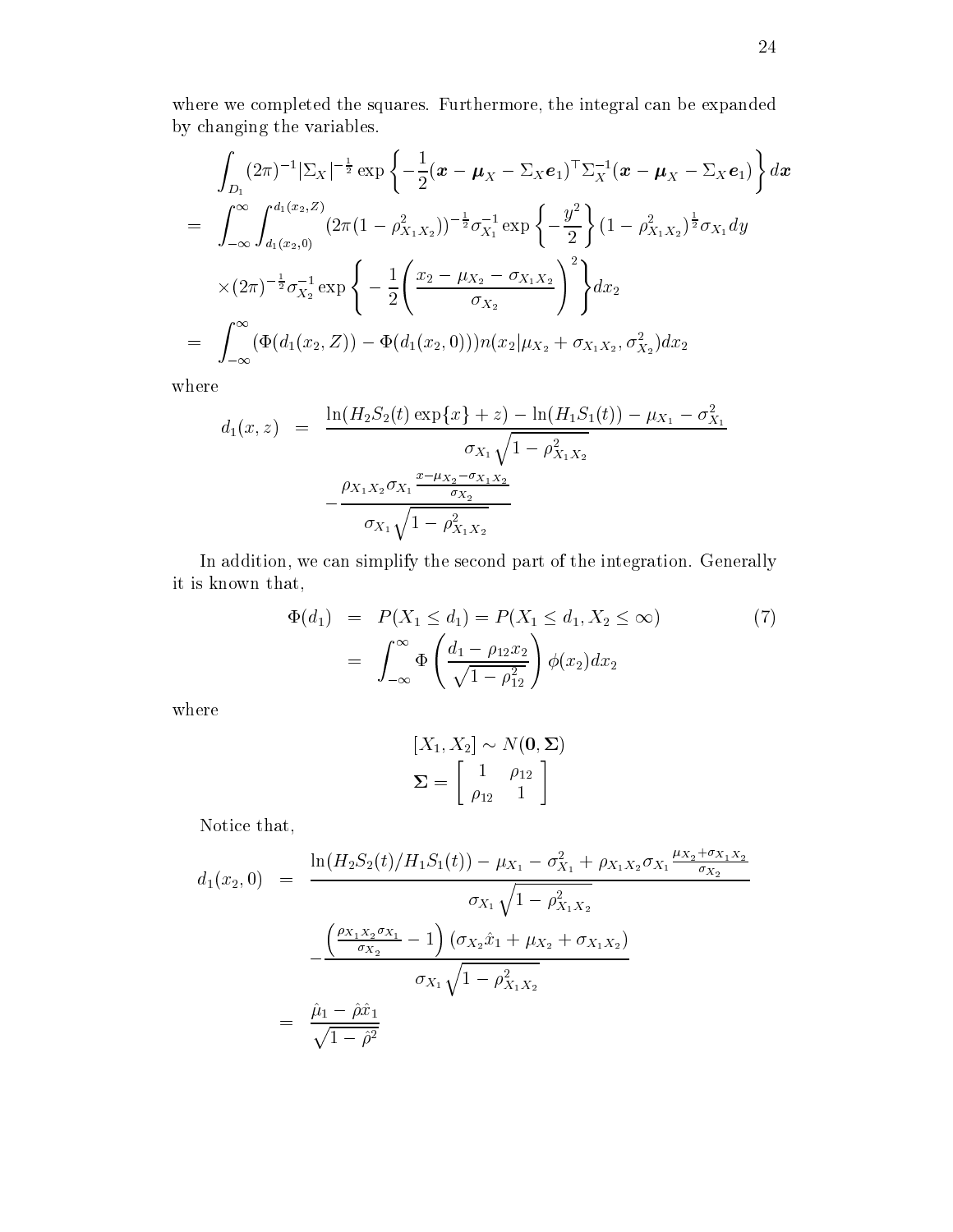where we completed the squares. Furthermore, the integral can be expanded by changing the variables.

$$
\begin{aligned}
&\int_{D_1} (2\pi)^{-1}|\Sigma_X|^{-\frac{1}{2}} \exp\left\{-\frac{1}{2}(\boldsymbol{x} - \boldsymbol{\mu}_X - \Sigma_X \boldsymbol{e}_1)^\top \Sigma_X^{-1} (\boldsymbol{x} - \boldsymbol{\mu}_X - \Sigma_X \boldsymbol{e}_1)\right\} d\boldsymbol{x} \\
= &\int_{-\infty}^{\infty} \int_{d_1(x_2,0)}^{d_1(x_2,Z)} (2\pi(1-\rho_{X_1X_2}^2))^{-\frac{1}{2}} \sigma_{X_1}^{-1} \exp\left\{-\frac{y^2}{2}\right\} (1-\rho_{X_1X_2}^2)^{\frac{1}{2}} \sigma_{X_1} dy \\
&\times (2\pi)^{-\frac{1}{2}} \sigma_{X_2}^{-1} \exp\left\{-\frac{1}{2}\left(\frac{x_2 - \mu_{X_2} - \sigma_{X_1X_2}}{\sigma_{X_2}}\right)^2\right\} dx_2 \\
= &\int_{-\infty}^{\infty} (\Phi(d_1(x_2, Z)) - \Phi(d_1(x_2, 0))) n(x_2|\mu_{X_2} + \sigma_{X_1X_2}, \sigma_{X_2}^2) dx_2
\end{aligned}
$$

where

$$
\begin{aligned}
d_1(x, z) &= \frac{\ln(H_2 S_2(t) \exp\{x\} + z) - \ln(H_1 S_1(t)) - \mu_{X_1} - \sigma_{X_1}^2}{\sigma_{X_1}\sqrt{1-\rho_{X_1X_2}^2}} \\
&\quad - \frac{\rho_{X_1X_2}\sigma_{X_1} \frac{x - \mu_{X_2} - \sigma_{X_1X_2}}{\sigma_{X_2}}}{\sigma_{X_1}\sqrt{1-\rho_{X_1X_2}^2}}
\end{aligned}
$$

In addition, we can simplify the second part of the integration. Generally it is known that,

$$
\begin{aligned}
\Phi(d_1) &= P(X_1 \leq d_1) = P(X_1 \leq d_1, X_2 \leq \infty) \qquad (7) \\
&= \int_{-\infty}^{\infty} \Phi\left(\frac{d_1 - \rho_{12}x_2}{\sqrt{1-\rho_{12}^2}}\right) \phi(x_2) dx_2
\end{aligned}
$$

where

$$
[X_1, X_2] \sim N(\mathbf{0}, \mathbf{\Sigma})
$$

$$
\mathbf{\Sigma} = \begin{bmatrix} 1 & \rho_{12} \\ \rho_{12} & 1 \end{bmatrix}
$$

Notice that,

$$
\begin{aligned}
d_1(x_2, 0) &= \frac{\ln(H_2 S_2(t)/H_1 S_1(t)) - \mu_{X_1} - \sigma_{X_1}^2 + \rho_{X_1X_2}\sigma_{X_1} \frac{\mu_{X_2} + \sigma_{X_1X_2}}{\sigma_{X_2}}}{\sigma_{X_1}\sqrt{1-\rho_{X_1X_2}^2}} \\
&\quad - \frac{\left(\frac{\rho_{X_1X_2}\sigma_{X_1}}{\sigma_{X_2}} - 1\right)(\sigma_{X_2}\hat{x}_1 + \mu_{X_2} + \sigma_{X_1X_2})}{\sigma_{X_1}\sqrt{1-\rho_{X_1X_2}^2}} \\
&= \frac{\hat{\mu}_1 - \hat{\rho}\hat{x}_1}{\sqrt{1-\hat{\rho}^2}}
\end{aligned}
$$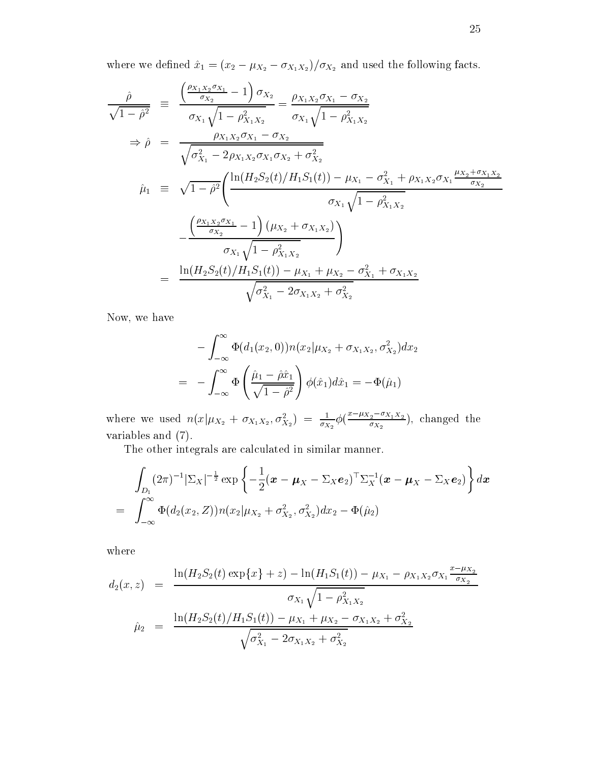where we defined $\hat{x}_1 = (x_2 - \mu_{X_2} - \sigma_{X_1X_2})/\sigma_{X_2}$ and used the following facts.

$$
\begin{aligned}
\frac{\hat{\rho}}{\sqrt{1-\hat{\rho}^2}} &\equiv \frac{\left(\frac{\rho_{X_1X_2}\sigma_{X_1}}{\sigma_{X_2}} - 1\right)\sigma_{X_2}}{\sigma_{X_1}\sqrt{1-\rho_{X_1X_2}^2}} = \frac{\rho_{X_1X_2}\sigma_{X_1} - \sigma_{X_2}}{\sigma_{X_1}\sqrt{1-\rho_{X_1X_2}^2}} \\
\Rightarrow \hat{\rho} &= \frac{\rho_{X_1X_2}\sigma_{X_1} - \sigma_{X_2}}{\sqrt{\sigma_{X_1}^2 - 2\rho_{X_1X_2}\sigma_{X_1}\sigma_{X_2} + \sigma_{X_2}^2}} \\
\hat{\mu}_1 &\equiv \sqrt{1-\hat{\rho}^2}\Bigg(\frac{\ln(H_2S_2(t)/H_1S_1(t)) - \mu_{X_1} - \sigma_{X_1}^2 + \rho_{X_1X_2}\sigma_{X_1}\frac{\mu_{X_2}+\sigma_{X_1X_2}}{\sigma_{X_2}}}{\sigma_{X_1}\sqrt{1-\rho_{X_1X_2}^2}} \\
&\quad - \frac{\left(\frac{\rho_{X_1X_2}\sigma_{X_1}}{\sigma_{X_2}} - 1\right)(\mu_{X_2} + \sigma_{X_1X_2})}{\sigma_{X_1}\sqrt{1-\rho_{X_1X_2}^2}}\Bigg) \\
&= \frac{\ln(H_2S_2(t)/H_1S_1(t)) - \mu_{X_1} + \mu_{X_2} - \sigma_{X_1}^2 + \sigma_{X_1X_2}}{\sqrt{\sigma_{X_1}^2 - 2\sigma_{X_1X_2} + \sigma_{X_2}^2}}
\end{aligned}
$$

Now, we have

$$
\begin{aligned}
& -\int_{-\infty}^{\infty} \Phi(d_1(x_2, 0))\, n(x_2|\mu_{X_2} + \sigma_{X_1X_2}, \sigma_{X_2}^2)\, dx_2 \\
&= -\int_{-\infty}^{\infty} \Phi\left(\frac{\hat{\mu}_1 - \hat{\rho}\hat{x}_1}{\sqrt{1-\hat{\rho}^2}}\right)\phi(\hat{x}_1)\, d\hat{x}_1 = -\Phi(\hat{\mu}_1)
\end{aligned}
$$

where we used $n(x|\mu_{X_2} + \sigma_{X_1X_2}, \sigma_{X_2}^2) = \frac{1}{\sigma_{X_2}}\phi(\frac{x-\mu_{X_2}-\sigma_{X_1X_2}}{\sigma_{X_2}})$, changed the variables and (7).

The other integrals are calculated in similar manner.

$$
\begin{aligned}
& \int_{D_1} (2\pi)^{-1}|\Sigma_X|^{-\frac{1}{2}} \exp\left\{-\frac{1}{2}(\boldsymbol{x} - \boldsymbol{\mu}_X - \Sigma_X\boldsymbol{e}_2)^\top \Sigma_X^{-1}(\boldsymbol{x} - \boldsymbol{\mu}_X - \Sigma_X\boldsymbol{e}_2)\right\} d\boldsymbol{x} \\
&= \int_{-\infty}^{\infty} \Phi(d_2(x_2, Z))\, n(x_2|\mu_{X_2} + \sigma_{X_2}^2, \sigma_{X_2}^2)\, dx_2 - \Phi(\hat{\mu}_2)
\end{aligned}
$$

where

$$
\begin{aligned}
d_2(x, z) &= \frac{\ln(H_2S_2(t)\exp\{x\} + z) - \ln(H_1S_1(t)) - \mu_{X_1} - \rho_{X_1X_2}\sigma_{X_1}\frac{x-\mu_{X_2}}{\sigma_{X_2}}}{\sigma_{X_1}\sqrt{1-\rho_{X_1X_2}^2}} \\
\hat{\mu}_2 &= \frac{\ln(H_2S_2(t)/H_1S_1(t)) - \mu_{X_1} + \mu_{X_2} - \sigma_{X_1X_2} + \sigma_{X_2}^2}{\sqrt{\sigma_{X_1}^2 - 2\sigma_{X_1X_2} + \sigma_{X_2}^2}}
\end{aligned}
$$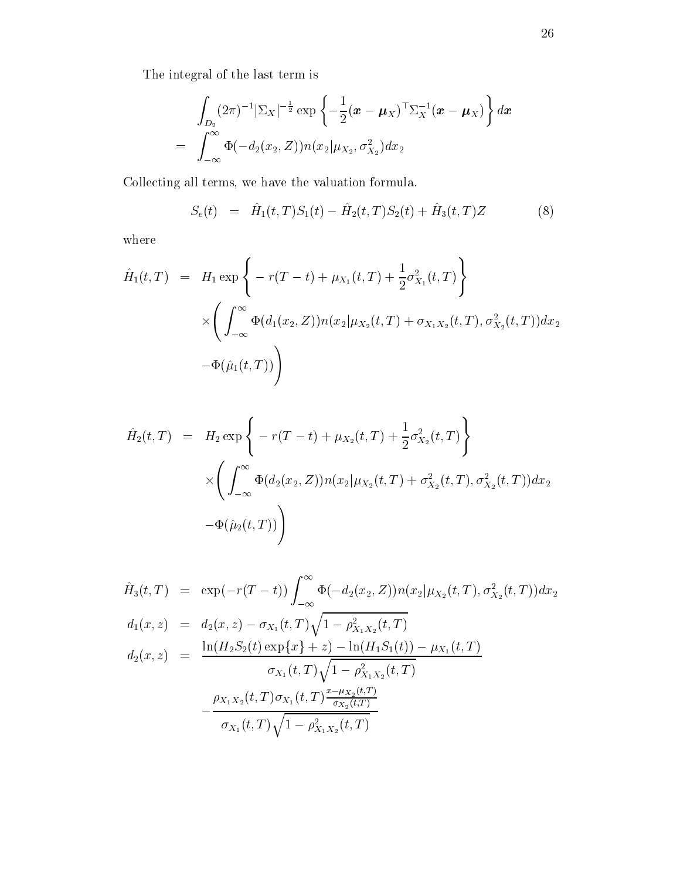The integral of the last term is

$$
\begin{aligned}
& \int_{D_2} (2\pi)^{-1} |\Sigma_X|^{-\frac{1}{2}} \exp\left\{ -\frac{1}{2} (\boldsymbol{x} - \boldsymbol{\mu}_X)^\top \Sigma_X^{-1} (\boldsymbol{x} - \boldsymbol{\mu}_X) \right\} d\boldsymbol{x} \\
= & \int_{-\infty}^{\infty} \Phi(-d_2(x_2, Z)) n(x_2 | \mu_{X_2}, \sigma_{X_2}^2) dx_2
\end{aligned}
$$

Collecting all terms, we have the valuation formula.

$$
S_e(t) = \hat{H}_1(t,T) S_1(t) - \hat{H}_2(t,T) S_2(t) + \hat{H}_3(t,T) Z \tag{8}
$$

where

$$
\begin{aligned}
\hat{H}_1(t,T) &= H_1 \exp\left\{ -r(T-t) + \mu_{X_1}(t,T) + \frac{1}{2}\sigma_{X_1}^2(t,T) \right\} \\
& \quad \times \left( \int_{-\infty}^{\infty} \Phi(d_1(x_2, Z)) n(x_2 | \mu_{X_2}(t,T) + \sigma_{X_1 X_2}(t,T), \sigma_{X_2}^2(t,T)) dx_2 \right. \\
& \quad \left. - \Phi(\hat{\mu}_1(t,T)) \right)
\end{aligned}
$$

$$
\begin{aligned}
\hat{H}_2(t,T) &= H_2 \exp\left\{ -r(T-t) + \mu_{X_2}(t,T) + \frac{1}{2}\sigma_{X_2}^2(t,T) \right\} \\
& \quad \times \left( \int_{-\infty}^{\infty} \Phi(d_2(x_2, Z)) n(x_2 | \mu_{X_2}(t,T) + \sigma_{X_2}^2(t,T), \sigma_{X_2}^2(t,T)) dx_2 \right. \\
& \quad \left. - \Phi(\hat{\mu}_2(t,T)) \right)
\end{aligned}
$$

$$
\begin{aligned}
\hat{H}_3(t,T) &= \exp(-r(T-t)) \int_{-\infty}^{\infty} \Phi(-d_2(x_2, Z)) n(x_2 | \mu_{X_2}(t,T), \sigma_{X_2}^2(t,T)) dx_2 \\
d_1(x,z) &= d_2(x,z) - \sigma_{X_1}(t,T) \sqrt{1 - \rho_{X_1 X_2}^2(t,T)} \\
d_2(x,z) &= \frac{\ln(H_2 S_2(t) \exp\{x\} + z) - \ln(H_1 S_1(t)) - \mu_{X_1}(t,T)}{\sigma_{X_1}(t,T) \sqrt{1 - \rho_{X_1 X_2}^2(t,T)}} \\
& \quad - \frac{\rho_{X_1 X_2}(t,T) \sigma_{X_1}(t,T) \frac{x - \mu_{X_2}(t,T)}{\sigma_{X_2}(t,T)}}{\sigma_{X_1}(t,T) \sqrt{1 - \rho_{X_1 X_2}^2(t,T)}}
\end{aligned}
$$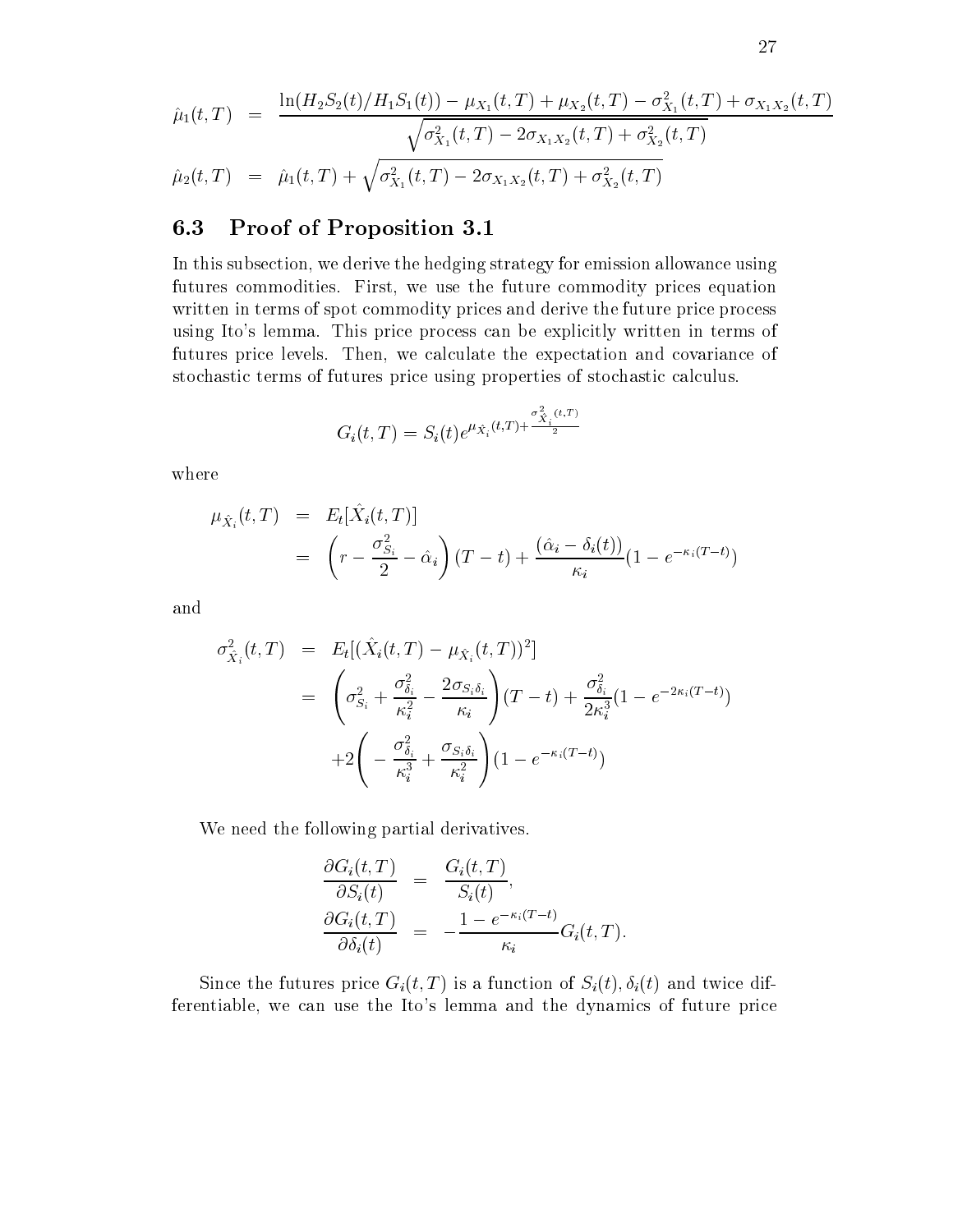$$
\begin{aligned}
\hat{\mu}_1(t,T) &= \frac{\ln(H_2 S_2(t)/H_1 S_1(t)) - \mu_{X_1}(t,T) + \mu_{X_2}(t,T) - \sigma^2_{X_1}(t,T) + \sigma_{X_1X_2}(t,T)}{\sqrt{\sigma^2_{X_1}(t,T) - 2\sigma_{X_1X_2}(t,T) + \sigma^2_{X_2}(t,T)}} \\
\hat{\mu}_2(t,T) &= \hat{\mu}_1(t,T) + \sqrt{\sigma^2_{X_1}(t,T) - 2\sigma_{X_1X_2}(t,T) + \sigma^2_{X_2}(t,T)}
\end{aligned}
$$

### 6.3 Proof of Proposition 3.1

In this subsection, we derive the hedging strategy for emission allowance using futures commodities. First, we use the future commodity prices equation written in terms of spot commodity prices and derive the future price process using Ito's lemma. This price process can be explicitly written in terms of futures price levels. Then, we calculate the expectation and covariance of stochastic terms of futures price using properties of stochastic calculus.

$$
G_i(t,T) = S_i(t) e^{\mu_{\hat{X}_i}(t,T) + \frac{\sigma^2_{\hat{X}_i}(t,T)}{2}}
$$

where

$$
\begin{aligned}
\mu_{\hat{X}_i}(t,T) &= E_t[\hat{X}_i(t,T)] \\
&= \left(r - \frac{\sigma^2_{S_i}}{2} - \hat{\alpha}_i\right)(T-t) + \frac{(\hat{\alpha}_i - \delta_i(t))}{\kappa_i}(1 - e^{-\kappa_i(T-t)})
\end{aligned}
$$

and

$$
\begin{aligned}
\sigma^2_{\hat{X}_i}(t,T) &= E_t[(\hat{X}_i(t,T) - \mu_{\hat{X}_i}(t,T))^2] \\
&= \left(\sigma^2_{S_i} + \frac{\sigma^2_{\delta_i}}{\kappa_i^2} - \frac{2\sigma_{S_i\delta_i}}{\kappa_i}\right)(T-t) + \frac{\sigma^2_{\delta_i}}{2\kappa_i^3}(1 - e^{-2\kappa_i(T-t)}) \\
&\quad + 2\left(-\frac{\sigma^2_{\delta_i}}{\kappa_i^3} + \frac{\sigma_{S_i\delta_i}}{\kappa_i^2}\right)(1 - e^{-\kappa_i(T-t)})
\end{aligned}
$$

We need the following partial derivatives.

$$
\begin{aligned}
\frac{\partial G_i(t,T)}{\partial S_i(t)} &= \frac{G_i(t,T)}{S_i(t)}, \\
\frac{\partial G_i(t,T)}{\partial \delta_i(t)} &= -\frac{1 - e^{-\kappa_i(T-t)}}{\kappa_i} G_i(t,T).
\end{aligned}
$$

Since the futures price $G_i(t,T)$ is a function of $S_i(t), \delta_i(t)$ and twice differentiable, we can use the Ito's lemma and the dynamics of future price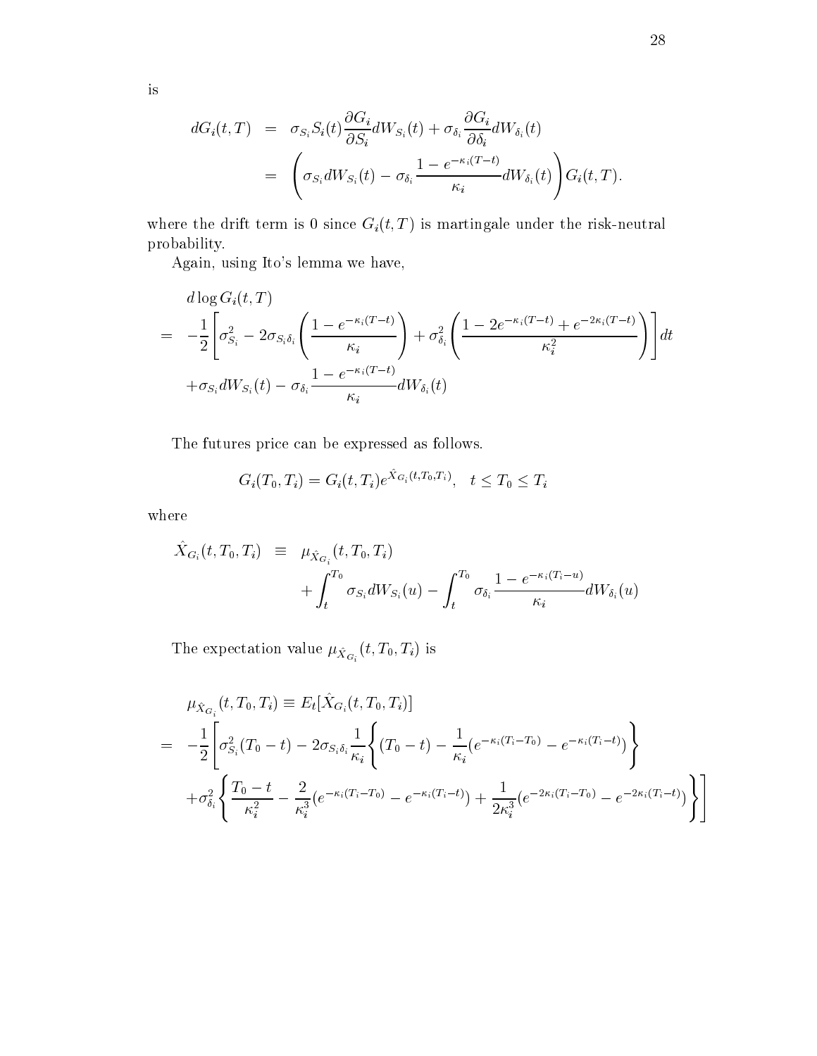is

$$
\begin{aligned}
dG_i(t,T) &= \sigma_{S_i} S_i(t) \frac{\partial G_i}{\partial S_i} dW_{S_i}(t) + \sigma_{\delta_i} \frac{\partial G_i}{\partial \delta_i} dW_{\delta_i}(t) \\
&= \left( \sigma_{S_i} dW_{S_i}(t) - \sigma_{\delta_i} \frac{1 - e^{-\kappa_i (T-t)}}{\kappa_i} dW_{\delta_i}(t) \right) G_i(t,T).
\end{aligned}
$$

where the drift term is 0 since $G_i(t,T)$ is martingale under the risk-neutral probability.

Again, using Ito's lemma we have,

$$
\begin{aligned}
& d \log G_i(t,T) \\
= & -\frac{1}{2} \left[ \sigma_{S_i}^2 - 2\sigma_{S_i \delta_i} \left( \frac{1 - e^{-\kappa_i (T-t)}}{\kappa_i} \right) + \sigma_{\delta_i}^2 \left( \frac{1 - 2e^{-\kappa_i (T-t)} + e^{-2\kappa_i (T-t)}}{\kappa_i^2} \right) \right] dt \\
& + \sigma_{S_i} dW_{S_i}(t) - \sigma_{\delta_i} \frac{1 - e^{-\kappa_i (T-t)}}{\kappa_i} dW_{\delta_i}(t)
\end{aligned}
$$

The futures price can be expressed as follows.

$$
G_i(T_0, T_i) = G_i(t, T_i) e^{\hat{X}_{G_i}(t, T_0, T_i)}, \quad t \le T_0 \le T_i
$$

where

$$
\begin{aligned}
\hat{X}_{G_i}(t, T_0, T_i) \equiv \; & \mu_{\hat{X}_{G_i}}(t, T_0, T_i) \\
& + \int_t^{T_0} \sigma_{S_i} dW_{S_i}(u) - \int_t^{T_0} \sigma_{\delta_i} \frac{1 - e^{-\kappa_i (T_i - u)}}{\kappa_i} dW_{\delta_i}(u)
\end{aligned}
$$

The expectation value $\mu_{\hat{X}_{G_i}}(t, T_0, T_i)$ is

$$
\begin{aligned}
& \mu_{\hat{X}_{G_i}}(t, T_0, T_i) \equiv E_t[\hat{X}_{G_i}(t, T_0, T_i)] \\
= & -\frac{1}{2} \Bigg[ \sigma_{S_i}^2 (T_0 - t) - 2\sigma_{S_i \delta_i} \frac{1}{\kappa_i} \left\{ (T_0 - t) - \frac{1}{\kappa_i} (e^{-\kappa_i (T_i - T_0)} - e^{-\kappa_i (T_i - t)}) \right\} \\
& + \sigma_{\delta_i}^2 \left\{ \frac{T_0 - t}{\kappa_i^2} - \frac{2}{\kappa_i^3} (e^{-\kappa_i (T_i - T_0)} - e^{-\kappa_i (T_i - t)}) + \frac{1}{2\kappa_i^3} (e^{-2\kappa_i (T_i - T_0)} - e^{-2\kappa_i (T_i - t)}) \right\} \Bigg]
\end{aligned}
$$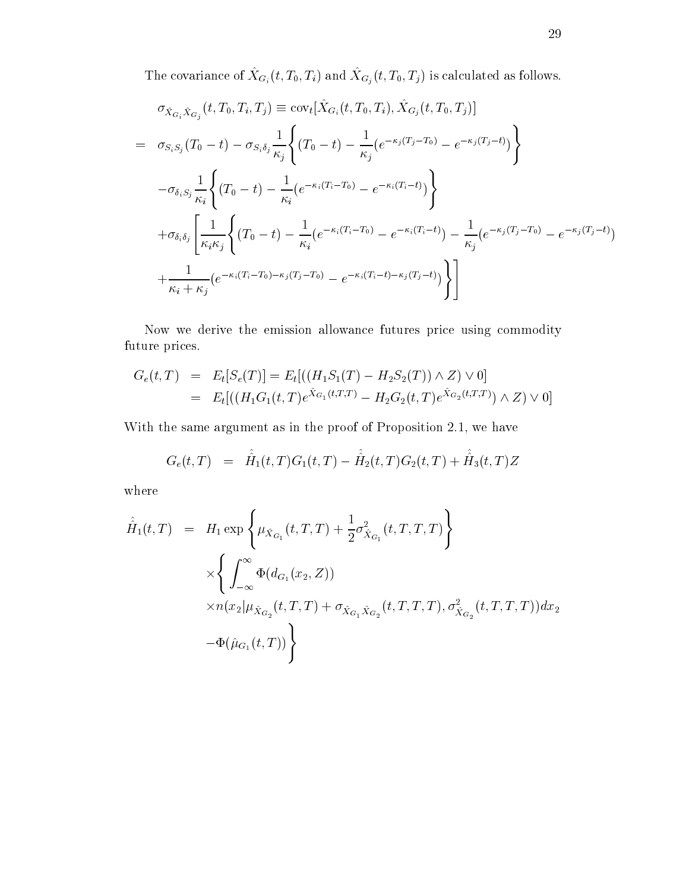The covariance of $\hat{X}_{G_i}(t, T_0, T_i)$ and $\hat{X}_{G_j}(t, T_0, T_j)$ is calculated as follows.

$$
\begin{aligned}
& \sigma_{\hat{X}_{G_i}\hat{X}_{G_j}}(t, T_0, T_i, T_j) \equiv \text{cov}_t[\hat{X}_{G_i}(t, T_0, T_i), \hat{X}_{G_j}(t, T_0, T_j)] \\
= \;& \sigma_{S_i S_j}(T_0 - t) - \sigma_{S_i \delta_j} \frac{1}{\kappa_j} \left\{ (T_0 - t) - \frac{1}{\kappa_j}(e^{-\kappa_j(T_j - T_0)} - e^{-\kappa_j(T_j - t)}) \right\} \\
& - \sigma_{\delta_i S_j} \frac{1}{\kappa_i} \left\{ (T_0 - t) - \frac{1}{\kappa_i}(e^{-\kappa_i(T_i - T_0)} - e^{-\kappa_i(T_i - t)}) \right\} \\
& + \sigma_{\delta_i \delta_j} \left[ \frac{1}{\kappa_i \kappa_j} \left\{ (T_0 - t) - \frac{1}{\kappa_i}(e^{-\kappa_i(T_i - T_0)} - e^{-\kappa_i(T_i - t)}) - \frac{1}{\kappa_j}(e^{-\kappa_j(T_j - T_0)} - e^{-\kappa_j(T_j - t)}) \right. \right. \\
& \left. \left. + \frac{1}{\kappa_i + \kappa_j}(e^{-\kappa_i(T_i - T_0) - \kappa_j(T_j - T_0)} - e^{-\kappa_i(T_i - t) - \kappa_j(T_j - t)}) \right\} \right]
\end{aligned}
$$

Now we derive the emission allowance futures price using commodity future prices.

$$
\begin{aligned}
G_e(t, T) &= E_t[S_e(T)] = E_t[((H_1 S_1(T) - H_2 S_2(T)) \wedge Z) \vee 0] \\
&= E_t[((H_1 G_1(t, T) e^{\hat{X}_{G_1}(t,T,T)} - H_2 G_2(t, T) e^{\hat{X}_{G_2}(t,T,T)}) \wedge Z) \vee 0]
\end{aligned}
$$

With the same argument as in the proof of Proposition 2.1, we have

$$
G_e(t, T) = \hat{\hat{H}}_1(t, T) G_1(t, T) - \hat{\hat{H}}_2(t, T) G_2(t, T) + \hat{\hat{H}}_3(t, T) Z
$$

where

$$
\begin{aligned}
\hat{\hat{H}}_1(t, T) = \;& H_1 \exp\left\{ \mu_{\hat{X}_{G_1}}(t, T, T) + \frac{1}{2}\sigma^2_{\hat{X}_{G_1}}(t, T, T, T) \right\} \\
& \times \left\{ \int_{-\infty}^{\infty} \Phi(d_{G_1}(x_2, Z)) \right. \\
& \times n(x_2 | \mu_{\hat{X}_{G_2}}(t, T, T) + \sigma_{\hat{X}_{G_1}\hat{X}_{G_2}}(t, T, T, T), \sigma^2_{\hat{X}_{G_2}}(t, T, T, T)) dx_2 \\
& \left. - \Phi(\hat{\mu}_{G_1}(t, T)) \right\}
\end{aligned}
$$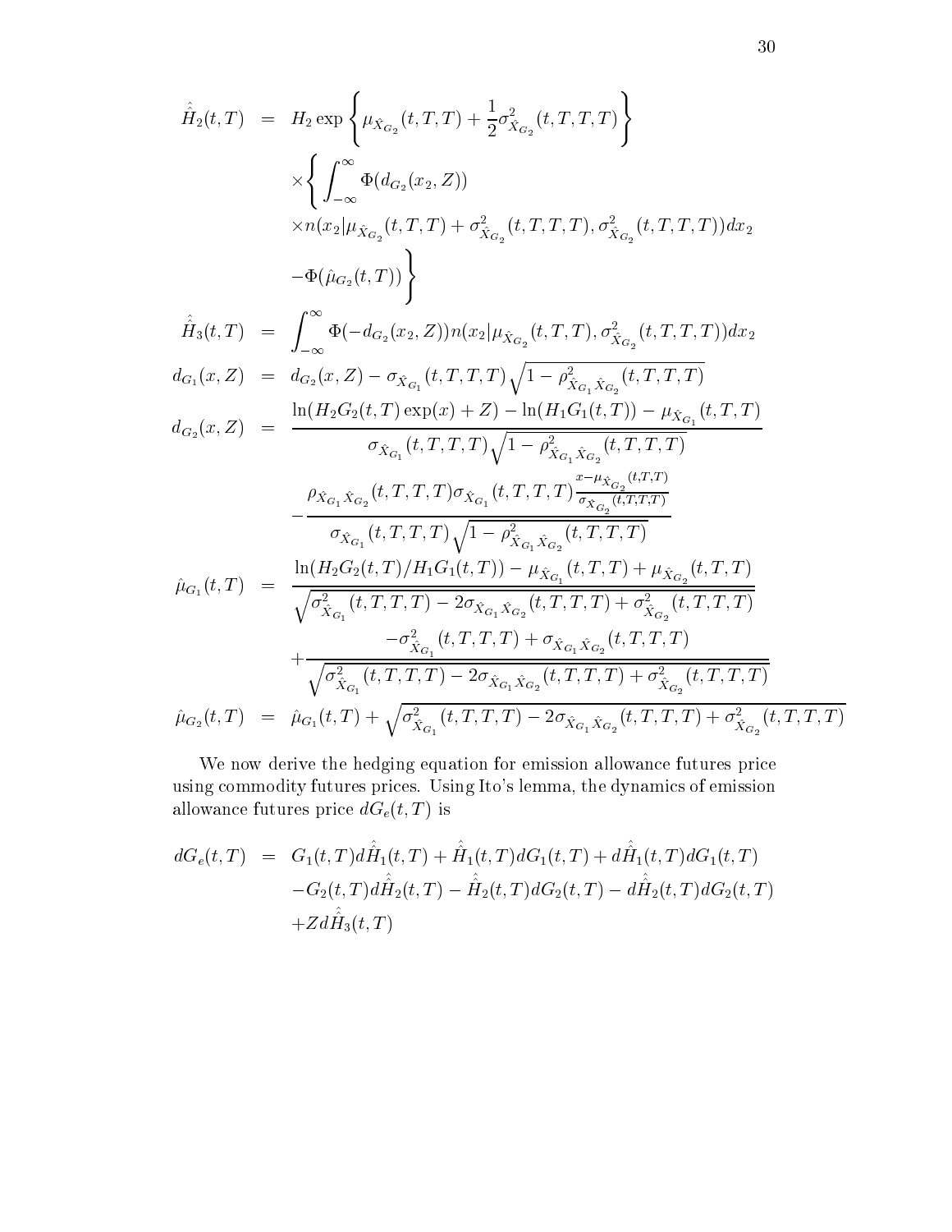$$
\begin{aligned}
\hat{\hat{H}}_2(t,T) &= H_2 \exp\left\{\mu_{\hat{X}_{G_2}}(t,T,T) + \frac{1}{2}\sigma^2_{\hat{X}_{G_2}}(t,T,T,T)\right\} \\
&\quad \times \Bigg\{ \int_{-\infty}^{\infty} \Phi(d_{G_2}(x_2, Z)) \\
&\quad \times n(x_2 | \mu_{\hat{X}_{G_2}}(t,T,T) + \sigma^2_{\hat{X}_{G_2}}(t,T,T,T), \sigma^2_{\hat{X}_{G_2}}(t,T,T,T)) dx_2 \\
&\quad - \Phi(\hat{\mu}_{G_2}(t,T)) \Bigg\} \\
\hat{\hat{H}}_3(t,T) &= \int_{-\infty}^{\infty} \Phi(-d_{G_2}(x_2,Z)) n(x_2 | \mu_{\hat{X}_{G_2}}(t,T,T), \sigma^2_{\hat{X}_{G_2}}(t,T,T,T)) dx_2 \\
d_{G_1}(x,Z) &= d_{G_2}(x,Z) - \sigma_{\hat{X}_{G_1}}(t,T,T,T)\sqrt{1 - \rho^2_{\hat{X}_{G_1}\hat{X}_{G_2}}(t,T,T,T)} \\
d_{G_2}(x,Z) &= \frac{\ln(H_2 G_2(t,T)\exp(x) + Z) - \ln(H_1 G_1(t,T)) - \mu_{\hat{X}_{G_1}}(t,T,T)}{\sigma_{\hat{X}_{G_1}}(t,T,T,T)\sqrt{1 - \rho^2_{\hat{X}_{G_1}\hat{X}_{G_2}}(t,T,T,T)}} \\
&\quad - \frac{\rho_{\hat{X}_{G_1}\hat{X}_{G_2}}(t,T,T,T)\sigma_{\hat{X}_{G_1}}(t,T,T,T)\frac{x - \mu_{\hat{X}_{G_2}}(t,T,T)}{\sigma_{\hat{X}_{G_2}}(t,T,T,T)}}{\sigma_{\hat{X}_{G_1}}(t,T,T,T)\sqrt{1 - \rho^2_{\hat{X}_{G_1}\hat{X}_{G_2}}(t,T,T,T)}} \\
\hat{\mu}_{G_1}(t,T) &= \frac{\ln(H_2 G_2(t,T)/H_1 G_1(t,T)) - \mu_{\hat{X}_{G_1}}(t,T,T) + \mu_{\hat{X}_{G_2}}(t,T,T)}{\sqrt{\sigma^2_{\hat{X}_{G_1}}(t,T,T,T) - 2\sigma_{\hat{X}_{G_1}\hat{X}_{G_2}}(t,T,T,T) + \sigma^2_{\hat{X}_{G_2}}(t,T,T,T)}} \\
&\quad + \frac{-\sigma^2_{\hat{X}_{G_1}}(t,T,T,T) + \sigma_{\hat{X}_{G_1}\hat{X}_{G_2}}(t,T,T,T)}{\sqrt{\sigma^2_{\hat{X}_{G_1}}(t,T,T,T) - 2\sigma_{\hat{X}_{G_1}\hat{X}_{G_2}}(t,T,T,T) + \sigma^2_{\hat{X}_{G_2}}(t,T,T,T)}} \\
\hat{\mu}_{G_2}(t,T) &= \hat{\mu}_{G_1}(t,T) + \sqrt{\sigma^2_{\hat{X}_{G_1}}(t,T,T,T) - 2\sigma_{\hat{X}_{G_1}\hat{X}_{G_2}}(t,T,T,T) + \sigma^2_{\hat{X}_{G_2}}(t,T,T,T)}
\end{aligned}
$$

We now derive the hedging equation for emission allowance futures price using commodity futures prices. Using Ito's lemma, the dynamics of emission allowance futures price $dG_e(t,T)$ is

$$
\begin{aligned}
dG_e(t,T) &= G_1(t,T)d\hat{\hat{H}}_1(t,T) + \hat{\hat{H}}_1(t,T)dG_1(t,T) + d\hat{\hat{H}}_1(t,T)dG_1(t,T) \\
&\quad - G_2(t,T)d\hat{\hat{H}}_2(t,T) - \hat{\hat{H}}_2(t,T)dG_2(t,T) - d\hat{\hat{H}}_2(t,T)dG_2(t,T) \\
&\quad + Z d\hat{\hat{H}}_3(t,T)
\end{aligned}
$$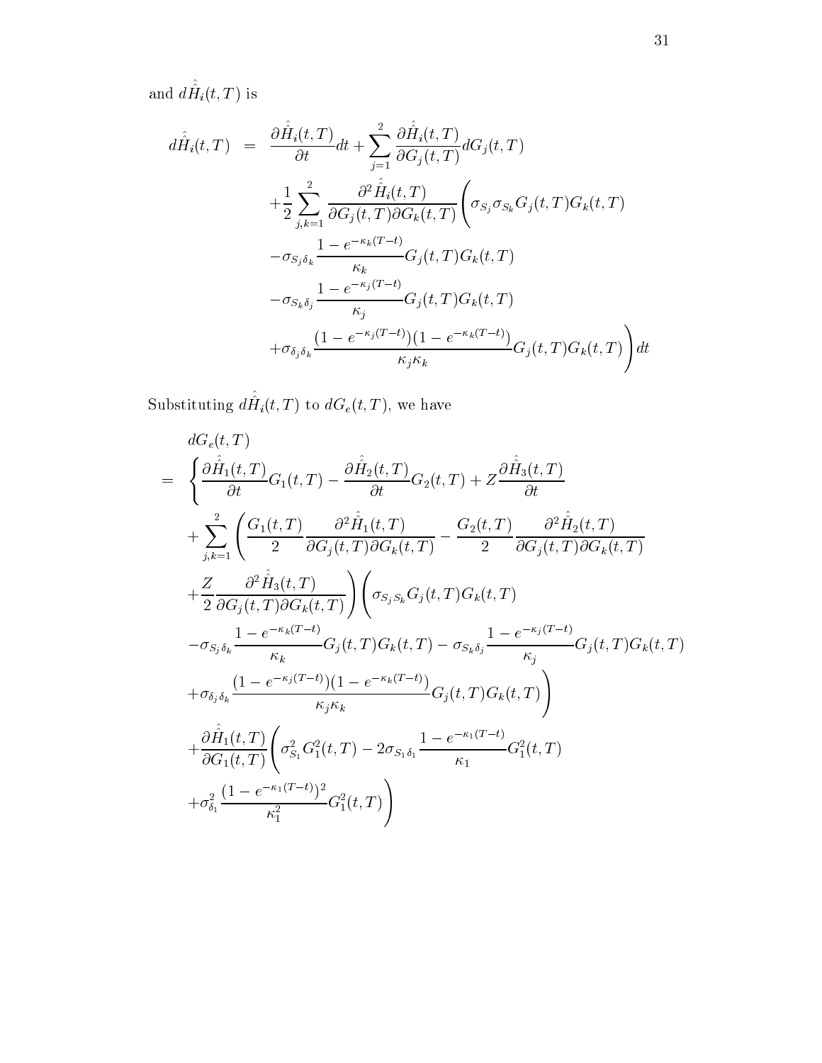and $d\hat{\hat{H}}_i(t,T)$ is

$$
\begin{aligned}
d\hat{\hat{H}}_i(t,T) &= \frac{\partial \hat{\hat{H}}_i(t,T)}{\partial t}dt + \sum_{j=1}^{2} \frac{\partial \hat{\hat{H}}_i(t,T)}{\partial G_j(t,T)} dG_j(t,T) \\
&\quad + \frac{1}{2}\sum_{j,k=1}^{2} \frac{\partial^2 \hat{\hat{H}}_i(t,T)}{\partial G_j(t,T)\partial G_k(t,T)} \Bigg( \sigma_{S_j}\sigma_{S_k} G_j(t,T) G_k(t,T) \\
&\quad - \sigma_{S_j \delta_k} \frac{1-e^{-\kappa_k (T-t)}}{\kappa_k} G_j(t,T) G_k(t,T) \\
&\quad - \sigma_{S_k \delta_j} \frac{1-e^{-\kappa_j (T-t)}}{\kappa_j} G_j(t,T) G_k(t,T) \\
&\quad + \sigma_{\delta_j \delta_k} \frac{(1-e^{-\kappa_j (T-t)})(1-e^{-\kappa_k (T-t)})}{\kappa_j \kappa_k} G_j(t,T) G_k(t,T) \Bigg) dt
\end{aligned}
$$

Substituting $d\hat{\hat{H}}_i(t,T)$ to $dG_e(t,T)$, we have

$$
\begin{aligned}
& dG_e(t,T) \\
= \; & \Bigg\{ \frac{\partial \hat{\hat{H}}_1(t,T)}{\partial t} G_1(t,T) - \frac{\partial \hat{\hat{H}}_2(t,T)}{\partial t} G_2(t,T) + Z \frac{\partial \hat{\hat{H}}_3(t,T)}{\partial t} \\
& + \sum_{j,k=1}^{2} \Bigg( \frac{G_1(t,T)}{2} \frac{\partial^2 \hat{\hat{H}}_1(t,T)}{\partial G_j(t,T)\partial G_k(t,T)} - \frac{G_2(t,T)}{2} \frac{\partial^2 \hat{\hat{H}}_2(t,T)}{\partial G_j(t,T)\partial G_k(t,T)} \\
& + \frac{Z}{2} \frac{\partial^2 \hat{\hat{H}}_3(t,T)}{\partial G_j(t,T)\partial G_k(t,T)} \Bigg) \Bigg( \sigma_{S_j S_k} G_j(t,T) G_k(t,T) \\
& - \sigma_{S_j \delta_k} \frac{1-e^{-\kappa_k (T-t)}}{\kappa_k} G_j(t,T) G_k(t,T) - \sigma_{S_k \delta_j} \frac{1-e^{-\kappa_j (T-t)}}{\kappa_j} G_j(t,T) G_k(t,T) \\
& + \sigma_{\delta_j \delta_k} \frac{(1-e^{-\kappa_j (T-t)})(1-e^{-\kappa_k (T-t)})}{\kappa_j \kappa_k} G_j(t,T) G_k(t,T) \Bigg) \\
& + \frac{\partial \hat{\hat{H}}_1(t,T)}{\partial G_1(t,T)} \Bigg( \sigma_{S_1}^2 G_1^2(t,T) - 2\sigma_{S_1 \delta_1} \frac{1-e^{-\kappa_1 (T-t)}}{\kappa_1} G_1^2(t,T) \\
& + \sigma_{\delta_1}^2 \frac{(1-e^{-\kappa_1 (T-t)})^2}{\kappa_1^2} G_1^2(t,T) \Bigg)
\end{aligned}
$$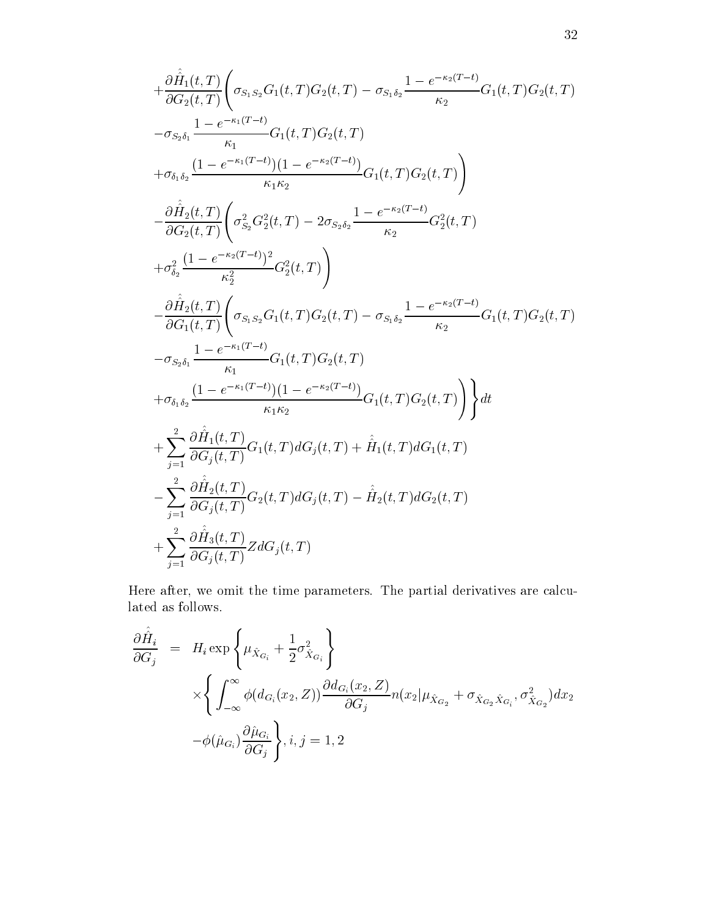$$
\begin{aligned}
&+\frac{\partial \hat{\hat{H}}_1(t,T)}{\partial G_2(t,T)}\Bigg(\sigma_{S_1S_2}G_1(t,T)G_2(t,T) - \sigma_{S_1\delta_2}\frac{1-e^{-\kappa_2(T-t)}}{\kappa_2}G_1(t,T)G_2(t,T) \\
&-\sigma_{S_2\delta_1}\frac{1-e^{-\kappa_1(T-t)}}{\kappa_1}G_1(t,T)G_2(t,T) \\
&+\sigma_{\delta_1\delta_2}\frac{(1-e^{-\kappa_1(T-t)})(1-e^{-\kappa_2(T-t)})}{\kappa_1\kappa_2}G_1(t,T)G_2(t,T)\Bigg) \\
&-\frac{\partial \hat{\hat{H}}_2(t,T)}{\partial G_2(t,T)}\Bigg(\sigma_{S_2}^2 G_2^2(t,T) - 2\sigma_{S_2\delta_2}\frac{1-e^{-\kappa_2(T-t)}}{\kappa_2}G_2^2(t,T) \\
&+\sigma_{\delta_2}^2\frac{(1-e^{-\kappa_2(T-t)})^2}{\kappa_2^2}G_2^2(t,T)\Bigg) \\
&-\frac{\partial \hat{\hat{H}}_2(t,T)}{\partial G_1(t,T)}\Bigg(\sigma_{S_1S_2}G_1(t,T)G_2(t,T) - \sigma_{S_1\delta_2}\frac{1-e^{-\kappa_2(T-t)}}{\kappa_2}G_1(t,T)G_2(t,T) \\
&-\sigma_{S_2\delta_1}\frac{1-e^{-\kappa_1(T-t)}}{\kappa_1}G_1(t,T)G_2(t,T) \\
&+\sigma_{\delta_1\delta_2}\frac{(1-e^{-\kappa_1(T-t)})(1-e^{-\kappa_2(T-t)})}{\kappa_1\kappa_2}G_1(t,T)G_2(t,T)\Bigg)\Bigg\}dt \\
&+\sum_{j=1}^{2}\frac{\partial \hat{\hat{H}}_1(t,T)}{\partial G_j(t,T)}G_1(t,T)dG_j(t,T) + \hat{\hat{H}}_1(t,T)dG_1(t,T) \\
&-\sum_{j=1}^{2}\frac{\partial \hat{\hat{H}}_2(t,T)}{\partial G_j(t,T)}G_2(t,T)dG_j(t,T) - \hat{\hat{H}}_2(t,T)dG_2(t,T) \\
&+\sum_{j=1}^{2}\frac{\partial \hat{\hat{H}}_3(t,T)}{\partial G_j(t,T)}Z\,dG_j(t,T)
\end{aligned}
$$

Here after, we omit the time parameters. The partial derivatives are calculated as follows.

$$
\begin{aligned}
\frac{\partial \hat{\hat{H}}_i}{\partial G_j} &= H_i \exp\left\{\mu_{\hat{X}_{G_i}} + \frac{1}{2}\sigma_{\hat{X}_{G_i}}^2\right\} \\
&\times\Bigg\{\int_{-\infty}^{\infty}\phi(d_{G_i}(x_2,Z))\frac{\partial d_{G_i}(x_2,Z)}{\partial G_j}n(x_2|\mu_{\hat{X}_{G_2}} + \sigma_{\hat{X}_{G_2}\hat{X}_{G_i}}, \sigma_{\hat{X}_{G_2}}^2)dx_2 \\
&-\phi(\hat{\mu}_{G_i})\frac{\partial \hat{\mu}_{G_i}}{\partial G_j}\Bigg\}, i,j = 1,2
\end{aligned}
$$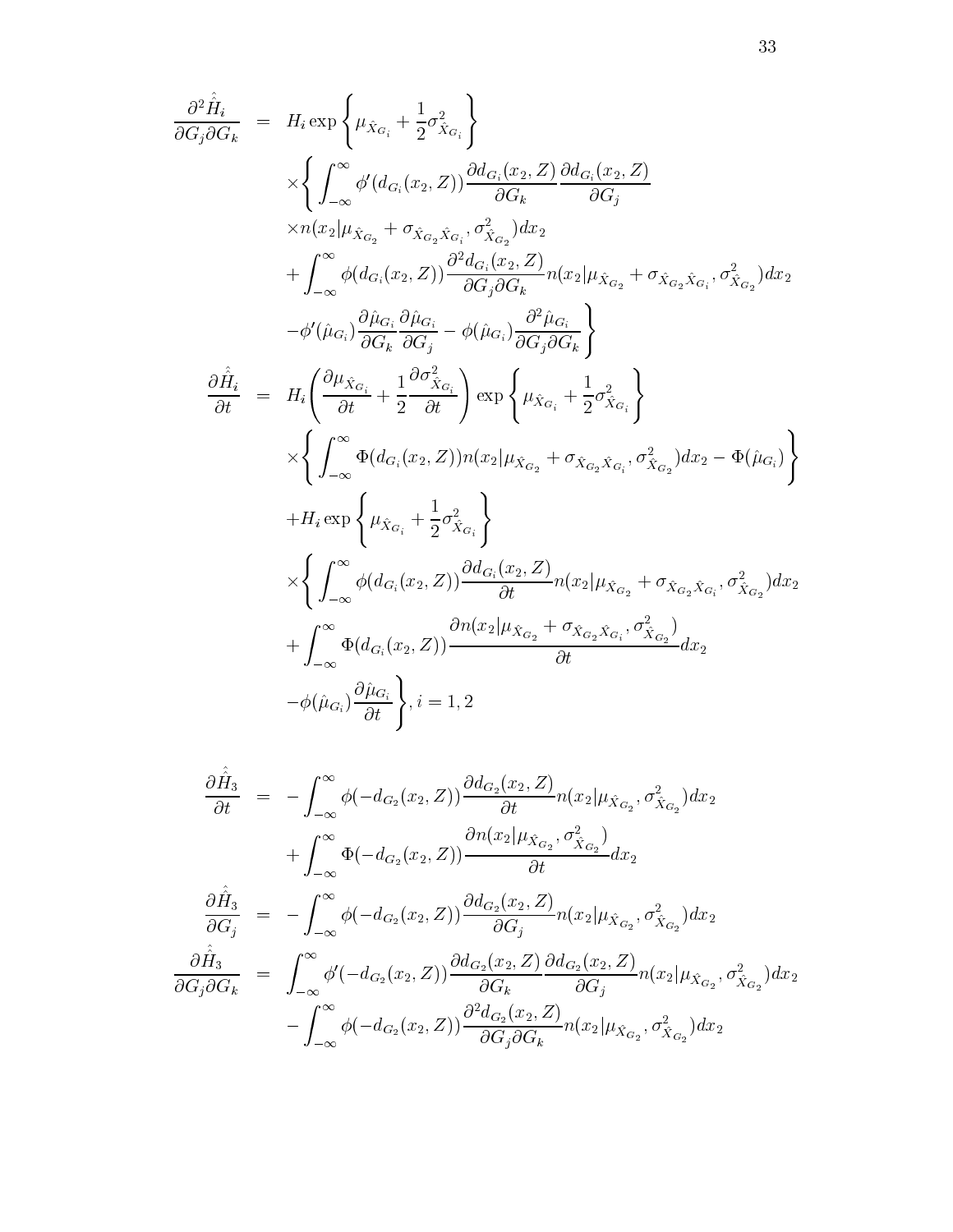$$
\begin{aligned}
\frac{\partial^2 \hat{\hat{H}}_i}{\partial G_j \partial G_k} &= H_i \exp\left\{\mu_{\hat{X}_{G_i}} + \frac{1}{2}\sigma^2_{\hat{X}_{G_i}}\right\} \\
&\times\Bigg\{ \int_{-\infty}^{\infty} \phi'(d_{G_i}(x_2,Z)) \frac{\partial d_{G_i}(x_2,Z)}{\partial G_k} \frac{\partial d_{G_i}(x_2,Z)}{\partial G_j} \\
&\times n(x_2|\mu_{\hat{X}_{G_2}} + \sigma_{\hat{X}_{G_2}\hat{X}_{G_i}}, \sigma^2_{\hat{X}_{G_2}}) dx_2 \\
&+ \int_{-\infty}^{\infty} \phi(d_{G_i}(x_2,Z)) \frac{\partial^2 d_{G_i}(x_2,Z)}{\partial G_j \partial G_k} n(x_2|\mu_{\hat{X}_{G_2}} + \sigma_{\hat{X}_{G_2}\hat{X}_{G_i}}, \sigma^2_{\hat{X}_{G_2}}) dx_2 \\
&- \phi'(\hat{\mu}_{G_i}) \frac{\partial \hat{\mu}_{G_i}}{\partial G_k} \frac{\partial \hat{\mu}_{G_i}}{\partial G_j} - \phi(\hat{\mu}_{G_i}) \frac{\partial^2 \hat{\mu}_{G_i}}{\partial G_j \partial G_k} \Bigg\} \\
\frac{\partial \hat{\hat{H}}_i}{\partial t} &= H_i \left( \frac{\partial \mu_{\hat{X}_{G_i}}}{\partial t} + \frac{1}{2} \frac{\partial \sigma^2_{\hat{X}_{G_i}}}{\partial t} \right) \exp\left\{\mu_{\hat{X}_{G_i}} + \frac{1}{2}\sigma^2_{\hat{X}_{G_i}}\right\} \\
&\times \Bigg\{ \int_{-\infty}^{\infty} \Phi(d_{G_i}(x_2,Z)) n(x_2|\mu_{\hat{X}_{G_2}} + \sigma_{\hat{X}_{G_2}\hat{X}_{G_i}}, \sigma^2_{\hat{X}_{G_2}}) dx_2 - \Phi(\hat{\mu}_{G_i}) \Bigg\} \\
&+ H_i \exp\left\{\mu_{\hat{X}_{G_i}} + \frac{1}{2}\sigma^2_{\hat{X}_{G_i}}\right\} \\
&\times \Bigg\{ \int_{-\infty}^{\infty} \phi(d_{G_i}(x_2,Z)) \frac{\partial d_{G_i}(x_2,Z)}{\partial t} n(x_2|\mu_{\hat{X}_{G_2}} + \sigma_{\hat{X}_{G_2}\hat{X}_{G_i}}, \sigma^2_{\hat{X}_{G_2}}) dx_2 \\
&+ \int_{-\infty}^{\infty} \Phi(d_{G_i}(x_2,Z)) \frac{\partial n(x_2|\mu_{\hat{X}_{G_2}} + \sigma_{\hat{X}_{G_2}\hat{X}_{G_i}}, \sigma^2_{\hat{X}_{G_2}})}{\partial t} dx_2 \\
&- \phi(\hat{\mu}_{G_i}) \frac{\partial \hat{\mu}_{G_i}}{\partial t} \Bigg\}, i = 1,2
\end{aligned}
$$

$$
\begin{aligned}
\frac{\partial \hat{\hat{H}}_3}{\partial t} &= -\int_{-\infty}^{\infty} \phi(-d_{G_2}(x_2,Z)) \frac{\partial d_{G_2}(x_2,Z)}{\partial t} n(x_2|\mu_{\hat{X}_{G_2}}, \sigma^2_{\hat{X}_{G_2}}) dx_2 \\
&+ \int_{-\infty}^{\infty} \Phi(-d_{G_2}(x_2,Z)) \frac{\partial n(x_2|\mu_{\hat{X}_{G_2}}, \sigma^2_{\hat{X}_{G_2}})}{\partial t} dx_2 \\
\frac{\partial \hat{\hat{H}}_3}{\partial G_j} &= -\int_{-\infty}^{\infty} \phi(-d_{G_2}(x_2,Z)) \frac{\partial d_{G_2}(x_2,Z)}{\partial G_j} n(x_2|\mu_{\hat{X}_{G_2}}, \sigma^2_{\hat{X}_{G_2}}) dx_2 \\
\frac{\partial \hat{\hat{H}}_3}{\partial G_j \partial G_k} &= \int_{-\infty}^{\infty} \phi'(-d_{G_2}(x_2,Z)) \frac{\partial d_{G_2}(x_2,Z)}{\partial G_k} \frac{\partial d_{G_2}(x_2,Z)}{\partial G_j} n(x_2|\mu_{\hat{X}_{G_2}}, \sigma^2_{\hat{X}_{G_2}}) dx_2 \\
&- \int_{-\infty}^{\infty} \phi(-d_{G_2}(x_2,Z)) \frac{\partial^2 d_{G_2}(x_2,Z)}{\partial G_j \partial G_k} n(x_2|\mu_{\hat{X}_{G_2}}, \sigma^2_{\hat{X}_{G_2}}) dx_2
\end{aligned}
$$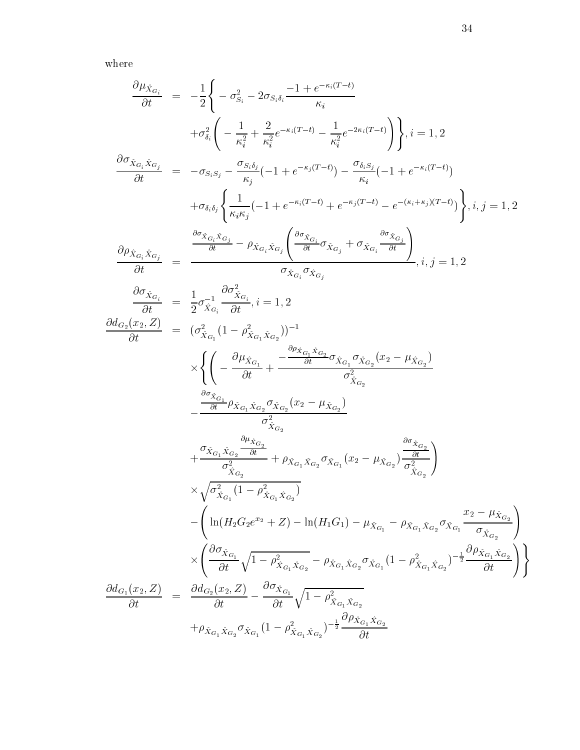where

$$
\begin{aligned}
\frac{\partial \mu_{\hat{X}_{G_i}}}{\partial t} &= -\frac{1}{2}\Bigg\{ -\sigma_{S_i}^2 - 2\sigma_{S_i\delta_i}\frac{-1+e^{-\kappa_i(T-t)}}{\kappa_i} \\
&\quad + \sigma_{\delta_i}^2\left( -\frac{1}{\kappa_i^2} + \frac{2}{\kappa_i^2}e^{-\kappa_i(T-t)} - \frac{1}{\kappa_i^2}e^{-2\kappa_i(T-t)} \right)\Bigg\}, i=1,2 \\
\frac{\partial \sigma_{\hat{X}_{G_i}\hat{X}_{G_j}}}{\partial t} &= -\sigma_{S_iS_j} - \frac{\sigma_{S_i\delta_j}}{\kappa_j}(-1+e^{-\kappa_j(T-t)}) - \frac{\sigma_{\delta_iS_j}}{\kappa_i}(-1+e^{-\kappa_i(T-t)}) \\
&\quad + \sigma_{\delta_i\delta_j}\left\{ \frac{1}{\kappa_i\kappa_j}(-1+e^{-\kappa_i(T-t)} + e^{-\kappa_j(T-t)} - e^{-(\kappa_i+\kappa_j)(T-t)}) \right\}, i,j=1,2 \\
\frac{\partial \rho_{\hat{X}_{G_i}\hat{X}_{G_j}}}{\partial t} &= \frac{\frac{\partial \sigma_{\hat{X}_{G_i}\hat{X}_{G_j}}}{\partial t} - \rho_{\hat{X}_{G_i}\hat{X}_{G_j}}\left( \frac{\partial \sigma_{\hat{X}_{G_i}}}{\partial t}\sigma_{\hat{X}_{G_j}} + \sigma_{\hat{X}_{G_i}}\frac{\partial \sigma_{\hat{X}_{G_j}}}{\partial t} \right)}{\sigma_{\hat{X}_{G_i}}\sigma_{\hat{X}_{G_j}}}, i,j=1,2 \\
\frac{\partial \sigma_{\hat{X}_{G_i}}}{\partial t} &= \frac{1}{2}\sigma_{\hat{X}_{G_i}}^{-1}\frac{\partial \sigma_{\hat{X}_{G_i}}^2}{\partial t}, i=1,2 \\
\frac{\partial d_{G_2}(x_2,Z)}{\partial t} &= (\sigma_{\hat{X}_{G_1}}^2(1-\rho_{\hat{X}_{G_1}\hat{X}_{G_2}}^2))^{-1} \\
&\quad \times\Bigg\{ \Bigg( -\frac{\partial \mu_{\hat{X}_{G_1}}}{\partial t} + \frac{-\frac{\partial \rho_{\hat{X}_{G_1}\hat{X}_{G_2}}}{\partial t}\sigma_{\hat{X}_{G_1}}\sigma_{\hat{X}_{G_2}}(x_2-\mu_{\hat{X}_{G_2}})}{\sigma_{\hat{X}_{G_2}}^2} \\
&\quad - \frac{\frac{\partial \sigma_{\hat{X}_{G_1}}}{\partial t}\rho_{\hat{X}_{G_1}\hat{X}_{G_2}}\sigma_{\hat{X}_{G_2}}(x_2-\mu_{\hat{X}_{G_2}})}{\sigma_{\hat{X}_{G_2}}^2} \\
&\quad + \frac{\sigma_{\hat{X}_{G_1}\hat{X}_{G_2}}\frac{\partial \mu_{\hat{X}_{G_2}}}{\partial t}}{\sigma_{\hat{X}_{G_2}}^2} + \rho_{\hat{X}_{G_1}\hat{X}_{G_2}}\sigma_{\hat{X}_{G_1}}(x_2-\mu_{\hat{X}_{G_2}})\frac{\frac{\partial \sigma_{\hat{X}_{G_2}}}{\partial t}}{\sigma_{\hat{X}_{G_2}}^2} \Bigg) \\
&\quad \times\sqrt{\sigma_{\hat{X}_{G_1}}^2(1-\rho_{\hat{X}_{G_1}\hat{X}_{G_2}}^2)} \\
&\quad - \left( \ln(H_2G_2e^{x_2}+Z) - \ln(H_1G_1) - \mu_{\hat{X}_{G_1}} - \rho_{\hat{X}_{G_1}\hat{X}_{G_2}}\sigma_{\hat{X}_{G_1}}\frac{x_2-\mu_{\hat{X}_{G_2}}}{\sigma_{\hat{X}_{G_2}}} \right) \\
&\quad \times\left( \frac{\partial \sigma_{\hat{X}_{G_1}}}{\partial t}\sqrt{1-\rho_{\hat{X}_{G_1}\hat{X}_{G_2}}^2} - \rho_{\hat{X}_{G_1}\hat{X}_{G_2}}\sigma_{\hat{X}_{G_1}}(1-\rho_{\hat{X}_{G_1}\hat{X}_{G_2}}^2)^{-\frac{1}{2}}\frac{\partial \rho_{\hat{X}_{G_1}\hat{X}_{G_2}}}{\partial t} \right)\Bigg\} \\
\frac{\partial d_{G_1}(x_2,Z)}{\partial t} &= \frac{\partial d_{G_2}(x_2,Z)}{\partial t} - \frac{\partial \sigma_{\hat{X}_{G_1}}}{\partial t}\sqrt{1-\rho_{\hat{X}_{G_1}\hat{X}_{G_2}}^2} \\
&\quad + \rho_{\hat{X}_{G_1}\hat{X}_{G_2}}\sigma_{\hat{X}_{G_1}}(1-\rho_{\hat{X}_{G_1}\hat{X}_{G_2}}^2)^{-\frac{1}{2}}\frac{\partial \rho_{\hat{X}_{G_1}\hat{X}_{G_2}}}{\partial t}
\end{aligned}
$$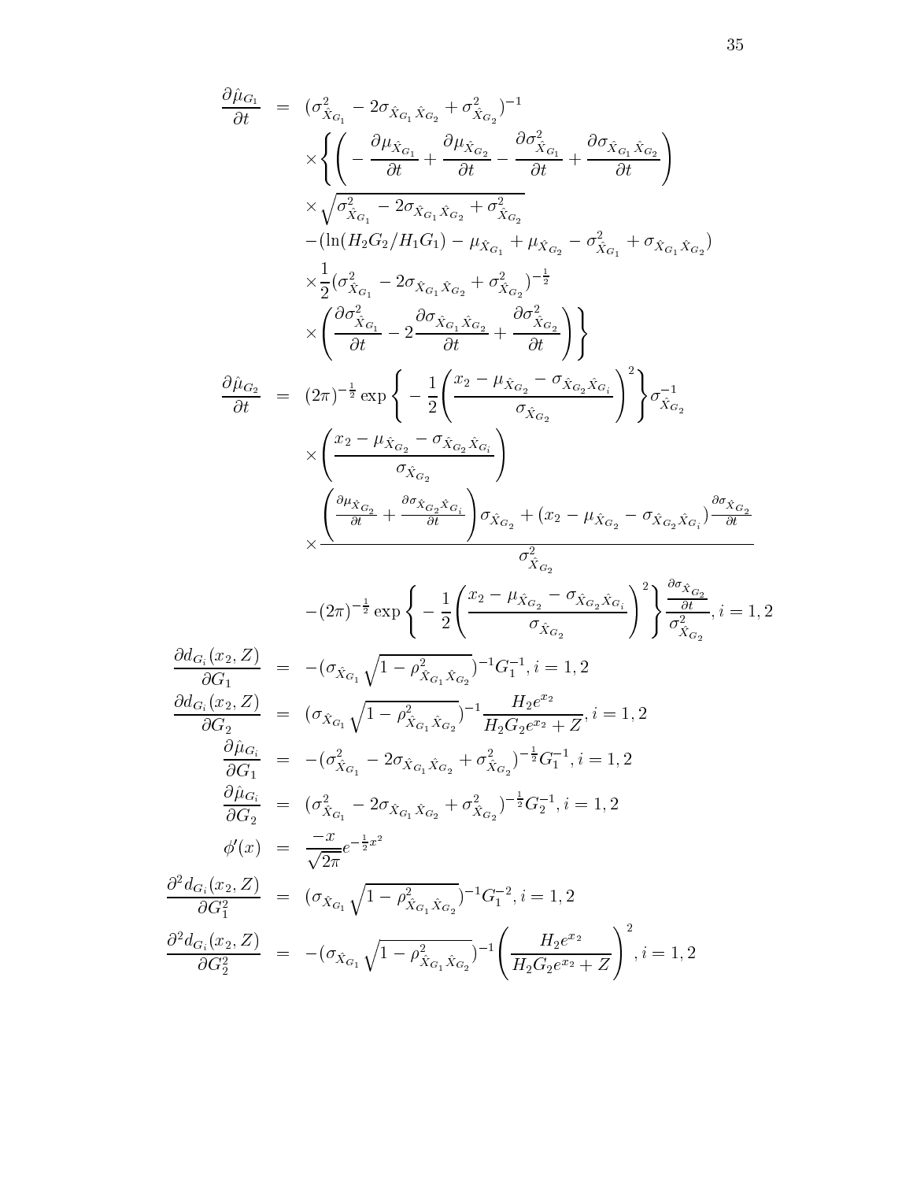$$
\begin{aligned}
\frac{\partial \hat{\mu}_{G_1}}{\partial t} &= (\sigma^2_{\hat{X}_{G_1}} - 2\sigma_{\hat{X}_{G_1}\hat{X}_{G_2}} + \sigma^2_{\hat{X}_{G_2}})^{-1} \\
&\quad \times \Bigg\{ \bigg( -\frac{\partial \mu_{\hat{X}_{G_1}}}{\partial t} + \frac{\partial \mu_{\hat{X}_{G_2}}}{\partial t} - \frac{\partial \sigma^2_{\hat{X}_{G_1}}}{\partial t} + \frac{\partial \sigma_{\hat{X}_{G_1}\hat{X}_{G_2}}}{\partial t} \bigg) \\
&\quad \times \sqrt{\sigma^2_{\hat{X}_{G_1}} - 2\sigma_{\hat{X}_{G_1}\hat{X}_{G_2}} + \sigma^2_{\hat{X}_{G_2}}} \\
&\quad - (\ln(H_2G_2/H_1G_1) - \mu_{\hat{X}_{G_1}} + \mu_{\hat{X}_{G_2}} - \sigma^2_{\hat{X}_{G_1}} + \sigma_{\hat{X}_{G_1}\hat{X}_{G_2}}) \\
&\quad \times \frac{1}{2}(\sigma^2_{\hat{X}_{G_1}} - 2\sigma_{\hat{X}_{G_1}\hat{X}_{G_2}} + \sigma^2_{\hat{X}_{G_2}})^{-\frac{1}{2}} \\
&\quad \times \bigg( \frac{\partial \sigma^2_{\hat{X}_{G_1}}}{\partial t} - 2\frac{\partial \sigma_{\hat{X}_{G_1}\hat{X}_{G_2}}}{\partial t} + \frac{\partial \sigma^2_{\hat{X}_{G_2}}}{\partial t} \bigg) \Bigg\} \\
\frac{\partial \hat{\mu}_{G_2}}{\partial t} &= (2\pi)^{-\frac{1}{2}} \exp\Bigg\{ -\frac{1}{2}\bigg( \frac{x_2 - \mu_{\hat{X}_{G_2}} - \sigma_{\hat{X}_{G_2}\hat{X}_{G_i}}}{\sigma_{\hat{X}_{G_2}}} \bigg)^2 \Bigg\} \sigma^{-1}_{\hat{X}_{G_2}} \\
&\quad \times \bigg( \frac{x_2 - \mu_{\hat{X}_{G_2}} - \sigma_{\hat{X}_{G_2}\hat{X}_{G_i}}}{\sigma_{\hat{X}_{G_2}}} \bigg) \\
&\quad \times \frac{\bigg( \frac{\partial \mu_{\hat{X}_{G_2}}}{\partial t} + \frac{\partial \sigma_{\hat{X}_{G_2}\hat{X}_{G_i}}}{\partial t} \bigg)\sigma_{\hat{X}_{G_2}} + (x_2 - \mu_{\hat{X}_{G_2}} - \sigma_{\hat{X}_{G_2}\hat{X}_{G_i}})\frac{\partial \sigma_{\hat{X}_{G_2}}}{\partial t}}{\sigma^2_{\hat{X}_{G_2}}} \\
&\quad - (2\pi)^{-\frac{1}{2}} \exp\Bigg\{ -\frac{1}{2}\bigg( \frac{x_2 - \mu_{\hat{X}_{G_2}} - \sigma_{\hat{X}_{G_2}\hat{X}_{G_i}}}{\sigma_{\hat{X}_{G_2}}} \bigg)^2 \Bigg\} \frac{\frac{\partial \sigma_{\hat{X}_{G_2}}}{\partial t}}{\sigma^2_{\hat{X}_{G_2}}}, i = 1, 2 \\
\frac{\partial d_{G_i}(x_2, Z)}{\partial G_1} &= -(\sigma_{\hat{X}_{G_1}}\sqrt{1 - \rho^2_{\hat{X}_{G_1}\hat{X}_{G_2}}})^{-1} G_1^{-1}, i = 1, 2 \\
\frac{\partial d_{G_i}(x_2, Z)}{\partial G_2} &= (\sigma_{\hat{X}_{G_1}}\sqrt{1 - \rho^2_{\hat{X}_{G_1}\hat{X}_{G_2}}})^{-1} \frac{H_2 e^{x_2}}{H_2 G_2 e^{x_2} + Z}, i = 1, 2 \\
\frac{\partial \hat{\mu}_{G_i}}{\partial G_1} &= -(\sigma^2_{\hat{X}_{G_1}} - 2\sigma_{\hat{X}_{G_1}\hat{X}_{G_2}} + \sigma^2_{\hat{X}_{G_2}})^{-\frac{1}{2}} G_1^{-1}, i = 1, 2 \\
\frac{\partial \hat{\mu}_{G_i}}{\partial G_2} &= (\sigma^2_{\hat{X}_{G_1}} - 2\sigma_{\hat{X}_{G_1}\hat{X}_{G_2}} + \sigma^2_{\hat{X}_{G_2}})^{-\frac{1}{2}} G_2^{-1}, i = 1, 2 \\
\phi'(x) &= \frac{-x}{\sqrt{2\pi}} e^{-\frac{1}{2}x^2} \\
\frac{\partial^2 d_{G_i}(x_2, Z)}{\partial G_1^2} &= (\sigma_{\hat{X}_{G_1}}\sqrt{1 - \rho^2_{\hat{X}_{G_1}\hat{X}_{G_2}}})^{-1} G_1^{-2}, i = 1, 2 \\
\frac{\partial^2 d_{G_i}(x_2, Z)}{\partial G_2^2} &= -(\sigma_{\hat{X}_{G_1}}\sqrt{1 - \rho^2_{\hat{X}_{G_1}\hat{X}_{G_2}}})^{-1} \bigg( \frac{H_2 e^{x_2}}{H_2 G_2 e^{x_2} + Z} \bigg)^2, i = 1, 2
\end{aligned}
$$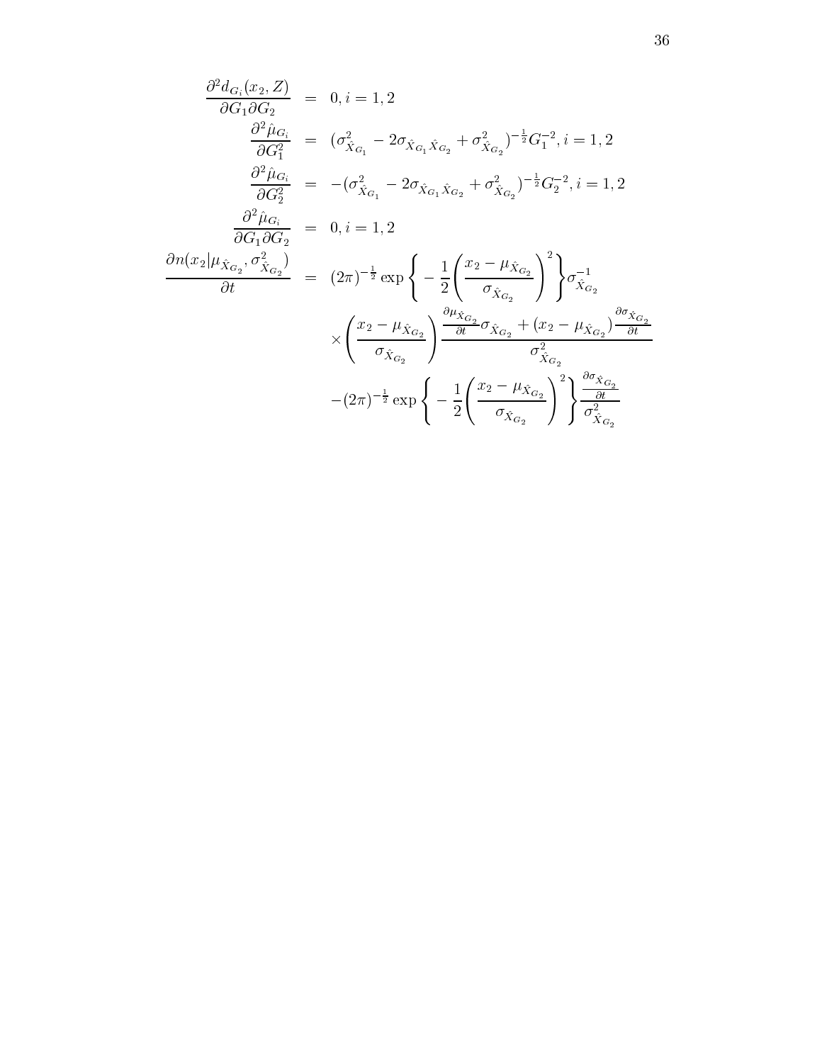$$
\begin{aligned}
\frac{\partial^2 d_{G_i}(x_2, Z)}{\partial G_1 \partial G_2} &= 0, i = 1, 2 \\
\frac{\partial^2 \hat{\mu}_{G_i}}{\partial G_1^2} &= (\sigma^2_{\hat{X}_{G_1}} - 2\sigma_{\hat{X}_{G_1}\hat{X}_{G_2}} + \sigma^2_{\hat{X}_{G_2}})^{-\frac{1}{2}} G_1^{-2}, i = 1, 2 \\
\frac{\partial^2 \hat{\mu}_{G_i}}{\partial G_2^2} &= -(\sigma^2_{\hat{X}_{G_1}} - 2\sigma_{\hat{X}_{G_1}\hat{X}_{G_2}} + \sigma^2_{\hat{X}_{G_2}})^{-\frac{1}{2}} G_2^{-2}, i = 1, 2 \\
\frac{\partial^2 \hat{\mu}_{G_i}}{\partial G_1 \partial G_2} &= 0, i = 1, 2 \\
\frac{\partial n(x_2 | \mu_{\hat{X}_{G_2}}, \sigma^2_{\hat{X}_{G_2}})}{\partial t} &= (2\pi)^{-\frac{1}{2}} \exp\left\{ -\frac{1}{2} \left( \frac{x_2 - \mu_{\hat{X}_{G_2}}}{\sigma_{\hat{X}_{G_2}}} \right)^2 \right\} \sigma^{-1}_{\hat{X}_{G_2}} \\
&\quad \times \left( \frac{x_2 - \mu_{\hat{X}_{G_2}}}{\sigma_{\hat{X}_{G_2}}} \right) \frac{\frac{\partial \mu_{\hat{X}_{G_2}}}{\partial t} \sigma_{\hat{X}_{G_2}} + (x_2 - \mu_{\hat{X}_{G_2}}) \frac{\partial \sigma_{\hat{X}_{G_2}}}{\partial t}}{\sigma^2_{\hat{X}_{G_2}}} \\
&\quad - (2\pi)^{-\frac{1}{2}} \exp\left\{ -\frac{1}{2} \left( \frac{x_2 - \mu_{\hat{X}_{G_2}}}{\sigma_{\hat{X}_{G_2}}} \right)^2 \right\} \frac{\frac{\partial \sigma_{\hat{X}_{G_2}}}{\partial t}}{\sigma^2_{\hat{X}_{G_2}}}
\end{aligned}
$$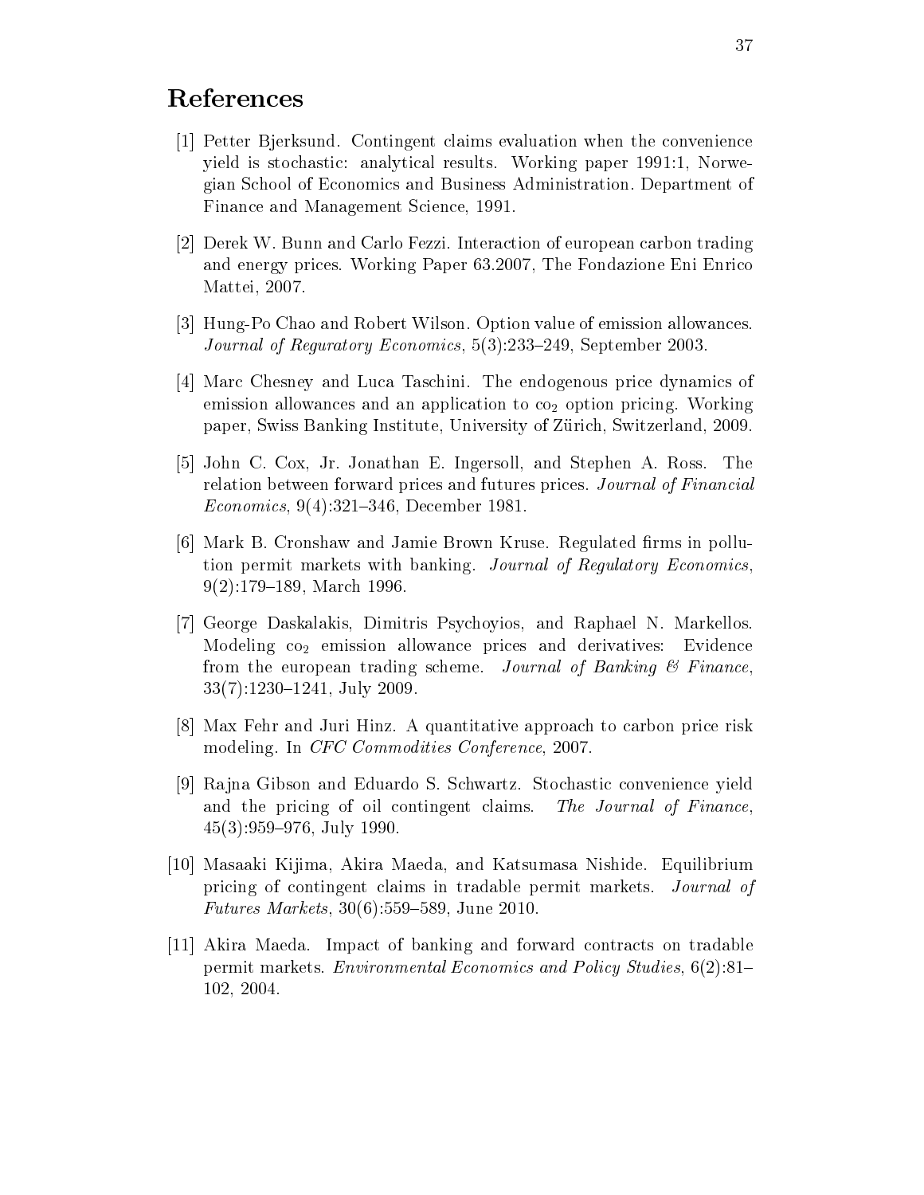# References

[1] Petter Bjerksund. Contingent claims evaluation when the convenience yield is stochastic: analytical results. Working paper 1991:1, Norwegian School of Economics and Business Administration. Department of Finance and Management Science, 1991.

[2] Derek W. Bunn and Carlo Fezzi. Interaction of european carbon trading and energy prices. Working Paper 63.2007, The Fondazione Eni Enrico Mattei, 2007.

[3] Hung-Po Chao and Robert Wilson. Option value of emission allowances. *Journal of Reguratory Economics*, 5(3):233–249, September 2003.

[4] Marc Chesney and Luca Taschini. The endogenous price dynamics of emission allowances and an application to $co_2$ option pricing. Working paper, Swiss Banking Institute, University of Zürich, Switzerland, 2009.

[5] John C. Cox, Jr. Jonathan E. Ingersoll, and Stephen A. Ross. The relation between forward prices and futures prices. *Journal of Financial Economics*, 9(4):321–346, December 1981.

[6] Mark B. Cronshaw and Jamie Brown Kruse. Regulated firms in pollution permit markets with banking. *Journal of Regulatory Economics*, 9(2):179–189, March 1996.

[7] George Daskalakis, Dimitris Psychoyios, and Raphael N. Markellos. Modeling $co_2$ emission allowance prices and derivatives: Evidence from the european trading scheme. *Journal of Banking & Finance*, 33(7):1230–1241, July 2009.

[8] Max Fehr and Juri Hinz. A quantitative approach to carbon price risk modeling. In *CFC Commodities Conference*, 2007.

[9] Rajna Gibson and Eduardo S. Schwartz. Stochastic convenience yield and the pricing of oil contingent claims. *The Journal of Finance*, 45(3):959–976, July 1990.

[10] Masaaki Kijima, Akira Maeda, and Katsumasa Nishide. Equilibrium pricing of contingent claims in tradable permit markets. *Journal of Futures Markets*, 30(6):559–589, June 2010.

[11] Akira Maeda. Impact of banking and forward contracts on tradable permit markets. *Environmental Economics and Policy Studies*, 6(2):81–102, 2004.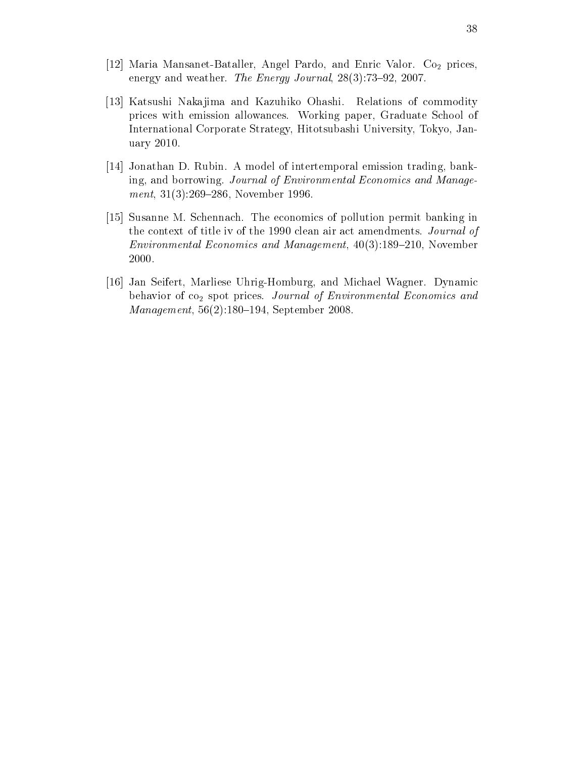[12] Maria Mansanet-Bataller, Angel Pardo, and Enric Valor. $Co_2$ prices, energy and weather. *The Energy Journal*, 28(3):73–92, 2007.

[13] Katsushi Nakajima and Kazuhiko Ohashi. Relations of commodity prices with emission allowances. Working paper, Graduate School of International Corporate Strategy, Hitotsubashi University, Tokyo, January 2010.

[14] Jonathan D. Rubin. A model of intertemporal emission trading, banking, and borrowing. *Journal of Environmental Economics and Management*, 31(3):269–286, November 1996.

[15] Susanne M. Schennach. The economics of pollution permit banking in the context of title iv of the 1990 clean air act amendments. *Journal of Environmental Economics and Management*, 40(3):189–210, November 2000.

[16] Jan Seifert, Marliese Uhrig-Homburg, and Michael Wagner. Dynamic behavior of $co_2$ spot prices. *Journal of Environmental Economics and Management*, 56(2):180–194, September 2008.